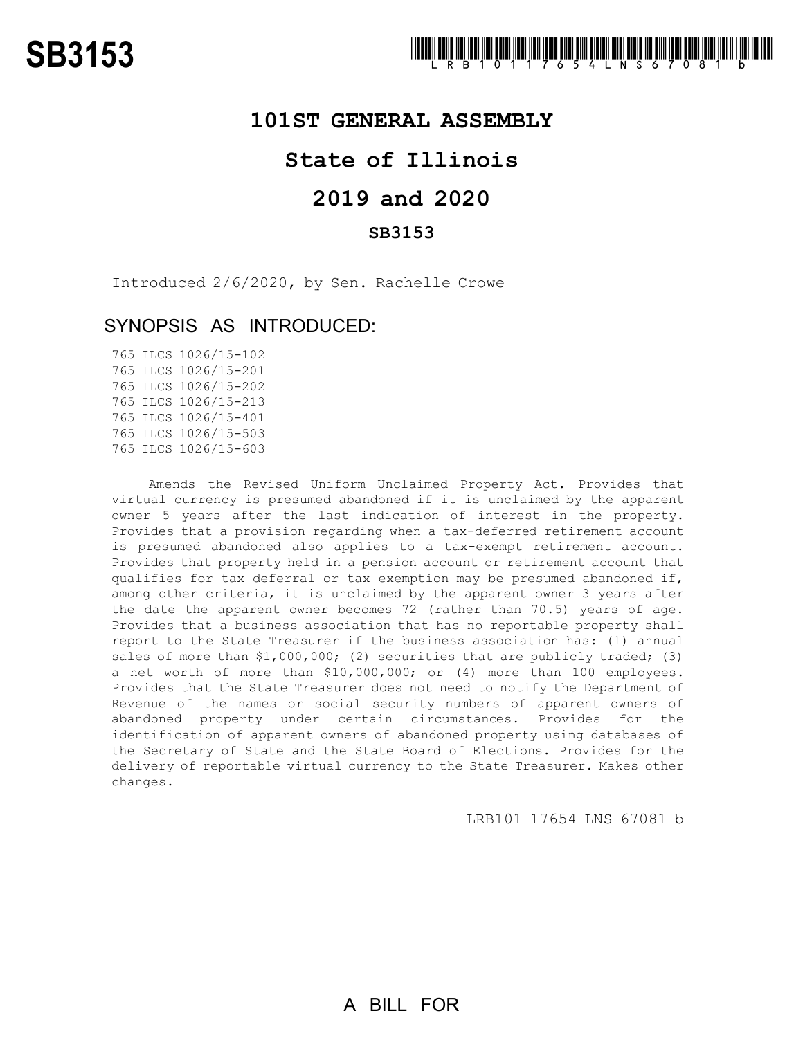# SB3153

LRB101 17654 LNS 67081 b

## 101ST GENERAL ASSEMBLY

## State of Illinois

## 2019 and 2020

### SB3153

Introduced 2/6/2020, by Sen. Rachelle Crowe

### SYNOPSIS AS INTRODUCED:

765 ILCS 1026/15-102
765 ILCS 1026/15-201
765 ILCS 1026/15-202
765 ILCS 1026/15-213
765 ILCS 1026/15-401
765 ILCS 1026/15-503
765 ILCS 1026/15-603

Amends the Revised Uniform Unclaimed Property Act. Provides that virtual currency is presumed abandoned if it is unclaimed by the apparent owner 5 years after the last indication of interest in the property. Provides that a provision regarding when a tax-deferred retirement account is presumed abandoned also applies to a tax-exempt retirement account. Provides that property held in a pension account or retirement account that qualifies for tax deferral or tax exemption may be presumed abandoned if, among other criteria, it is unclaimed by the apparent owner 3 years after the date the apparent owner becomes 72 (rather than 70.5) years of age. Provides that a business association that has no reportable property shall report to the State Treasurer if the business association has: (1) annual sales of more than $1,000,000; (2) securities that are publicly traded; (3) a net worth of more than $10,000,000; or (4) more than 100 employees. Provides that the State Treasurer does not need to notify the Department of Revenue of the names or social security numbers of apparent owners of abandoned property under certain circumstances. Provides for the identification of apparent owners of abandoned property using databases of the Secretary of State and the State Board of Elections. Provides for the delivery of reportable virtual currency to the State Treasurer. Makes other changes.

LRB101 17654 LNS 67081 b

A BILL FOR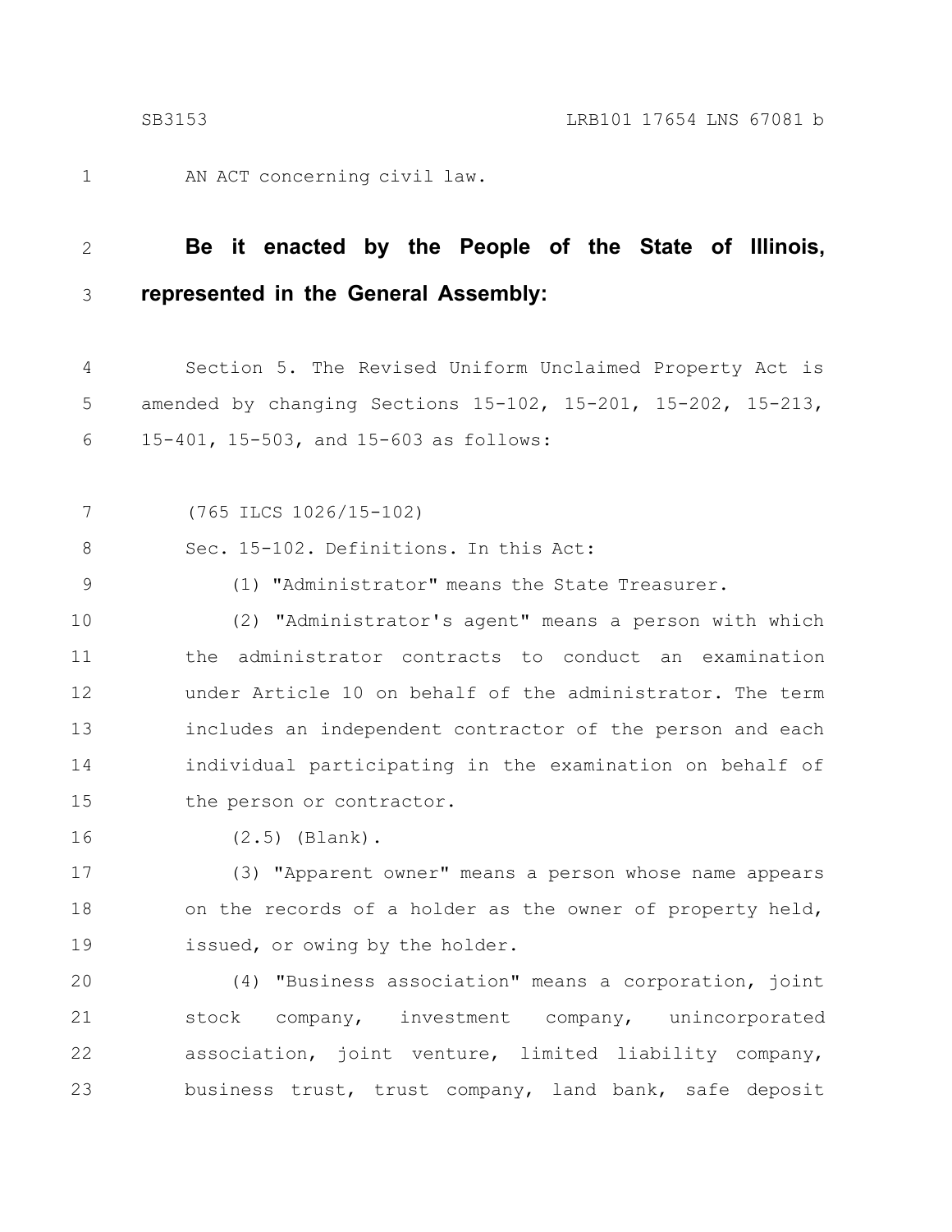AN ACT concerning civil law.

**Be it enacted by the People of the State of Illinois, represented in the General Assembly:**

Section 5. The Revised Uniform Unclaimed Property Act is amended by changing Sections 15-102, 15-201, 15-202, 15-213, 15-401, 15-503, and 15-603 as follows:

(765 ILCS 1026/15-102)

Sec. 15-102. Definitions. In this Act:

(1) "Administrator" means the State Treasurer.

(2) "Administrator's agent" means a person with which the administrator contracts to conduct an examination under Article 10 on behalf of the administrator. The term includes an independent contractor of the person and each individual participating in the examination on behalf of the person or contractor.

(2.5) (Blank).

(3) "Apparent owner" means a person whose name appears on the records of a holder as the owner of property held, issued, or owing by the holder.

(4) "Business association" means a corporation, joint stock company, investment company, unincorporated association, joint venture, limited liability company, business trust, trust company, land bank, safe deposit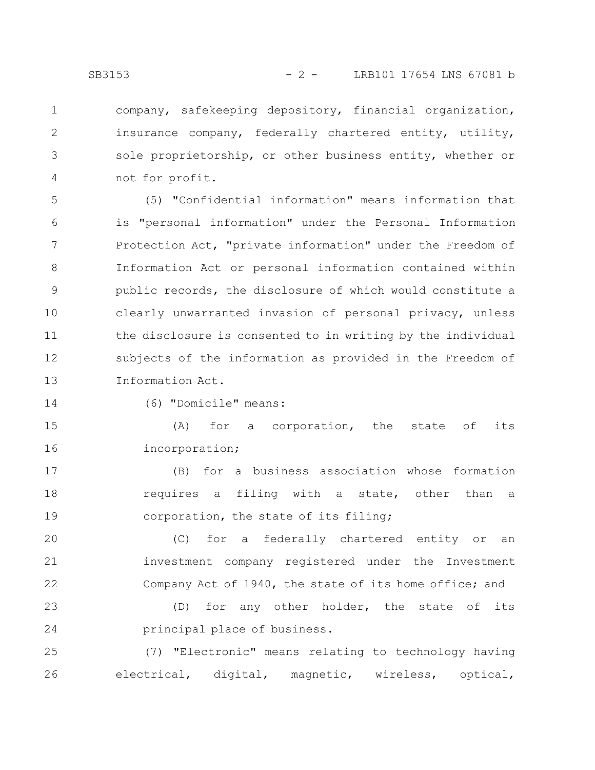company, safekeeping depository, financial organization, insurance company, federally chartered entity, utility, sole proprietorship, or other business entity, whether or not for profit.

(5) "Confidential information" means information that is "personal information" under the Personal Information Protection Act, "private information" under the Freedom of Information Act or personal information contained within public records, the disclosure of which would constitute a clearly unwarranted invasion of personal privacy, unless the disclosure is consented to in writing by the individual subjects of the information as provided in the Freedom of Information Act.

(6) "Domicile" means:

(A) for a corporation, the state of its incorporation;

(B) for a business association whose formation requires a filing with a state, other than a corporation, the state of its filing;

(C) for a federally chartered entity or an investment company registered under the Investment Company Act of 1940, the state of its home office; and

(D) for any other holder, the state of its principal place of business.

(7) "Electronic" means relating to technology having electrical, digital, magnetic, wireless, optical,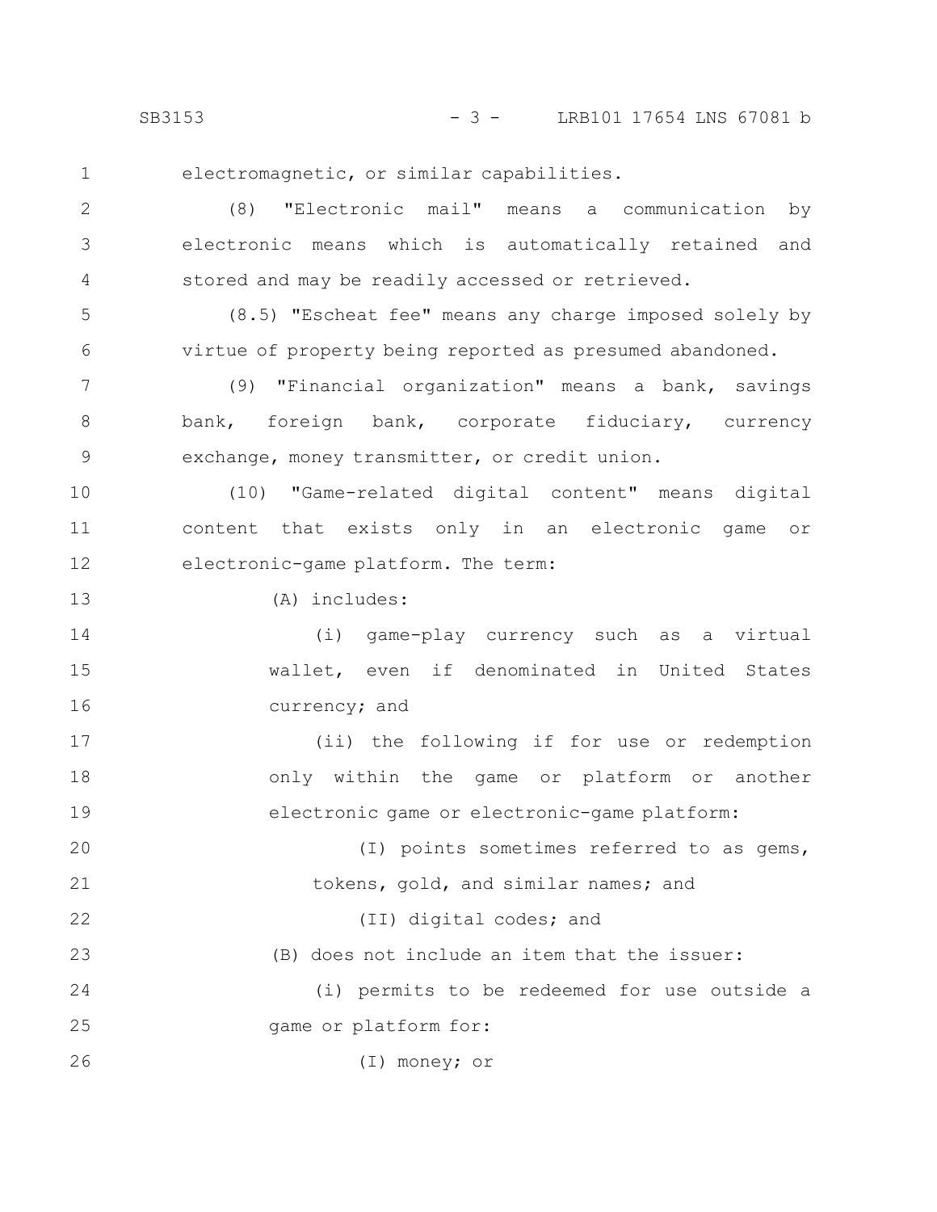electromagnetic, or similar capabilities.

(8) "Electronic mail" means a communication by electronic means which is automatically retained and stored and may be readily accessed or retrieved.

(8.5) "Escheat fee" means any charge imposed solely by virtue of property being reported as presumed abandoned.

(9) "Financial organization" means a bank, savings bank, foreign bank, corporate fiduciary, currency exchange, money transmitter, or credit union.

(10) "Game-related digital content" means digital content that exists only in an electronic game or electronic-game platform. The term:

(A) includes:

(i) game-play currency such as a virtual wallet, even if denominated in United States currency; and

(ii) the following if for use or redemption only within the game or platform or another electronic game or electronic-game platform:

(I) points sometimes referred to as gems, tokens, gold, and similar names; and

(II) digital codes; and

(B) does not include an item that the issuer:

(i) permits to be redeemed for use outside a game or platform for:

(I) money; or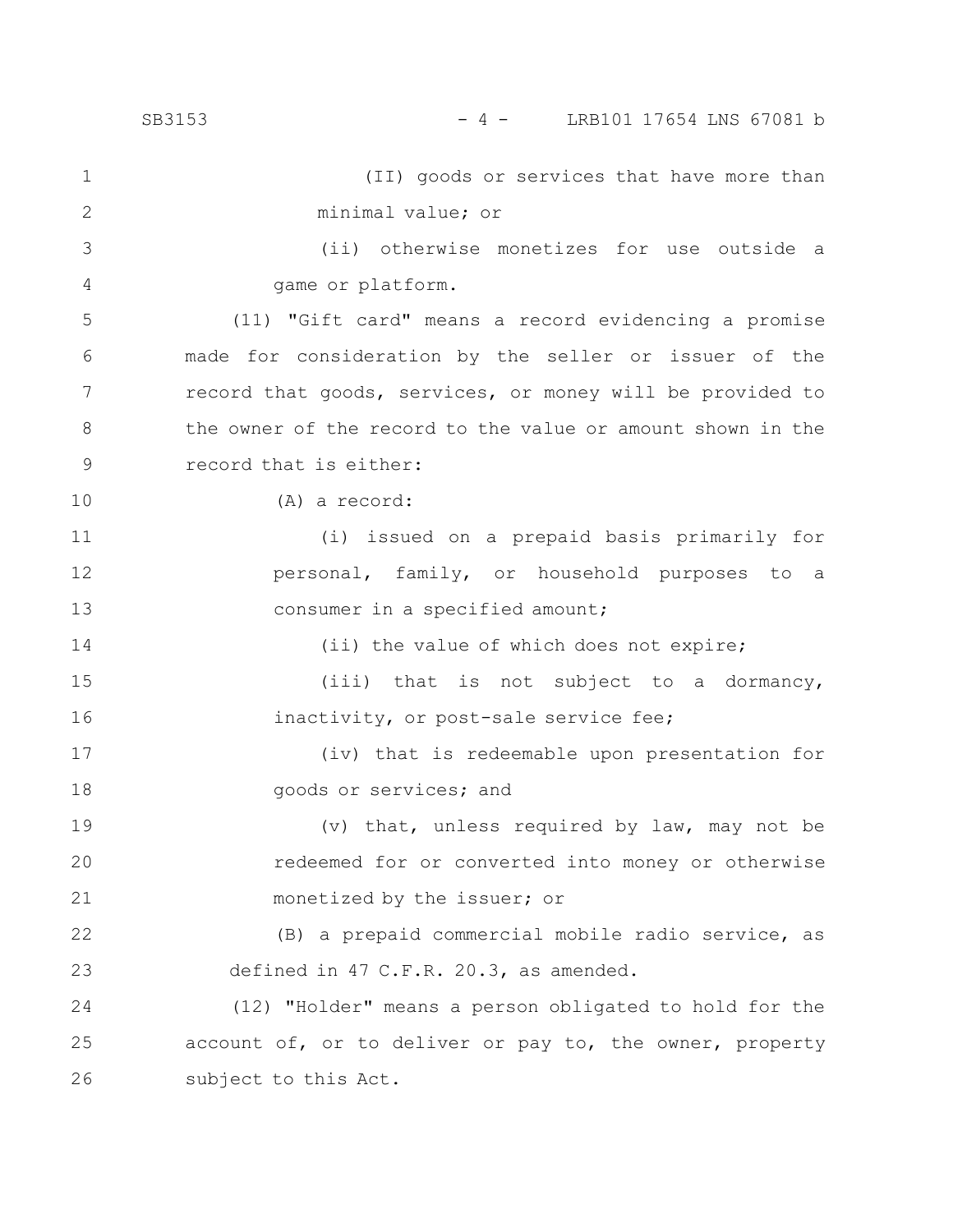(II) goods or services that have more than minimal value; or

(ii) otherwise monetizes for use outside a game or platform.

(11) "Gift card" means a record evidencing a promise made for consideration by the seller or issuer of the record that goods, services, or money will be provided to the owner of the record to the value or amount shown in the record that is either:

(A) a record:

(i) issued on a prepaid basis primarily for personal, family, or household purposes to a consumer in a specified amount;

(ii) the value of which does not expire;

(iii) that is not subject to a dormancy, inactivity, or post-sale service fee;

(iv) that is redeemable upon presentation for goods or services; and

(v) that, unless required by law, may not be redeemed for or converted into money or otherwise monetized by the issuer; or

(B) a prepaid commercial mobile radio service, as defined in 47 C.F.R. 20.3, as amended.

(12) "Holder" means a person obligated to hold for the account of, or to deliver or pay to, the owner, property subject to this Act.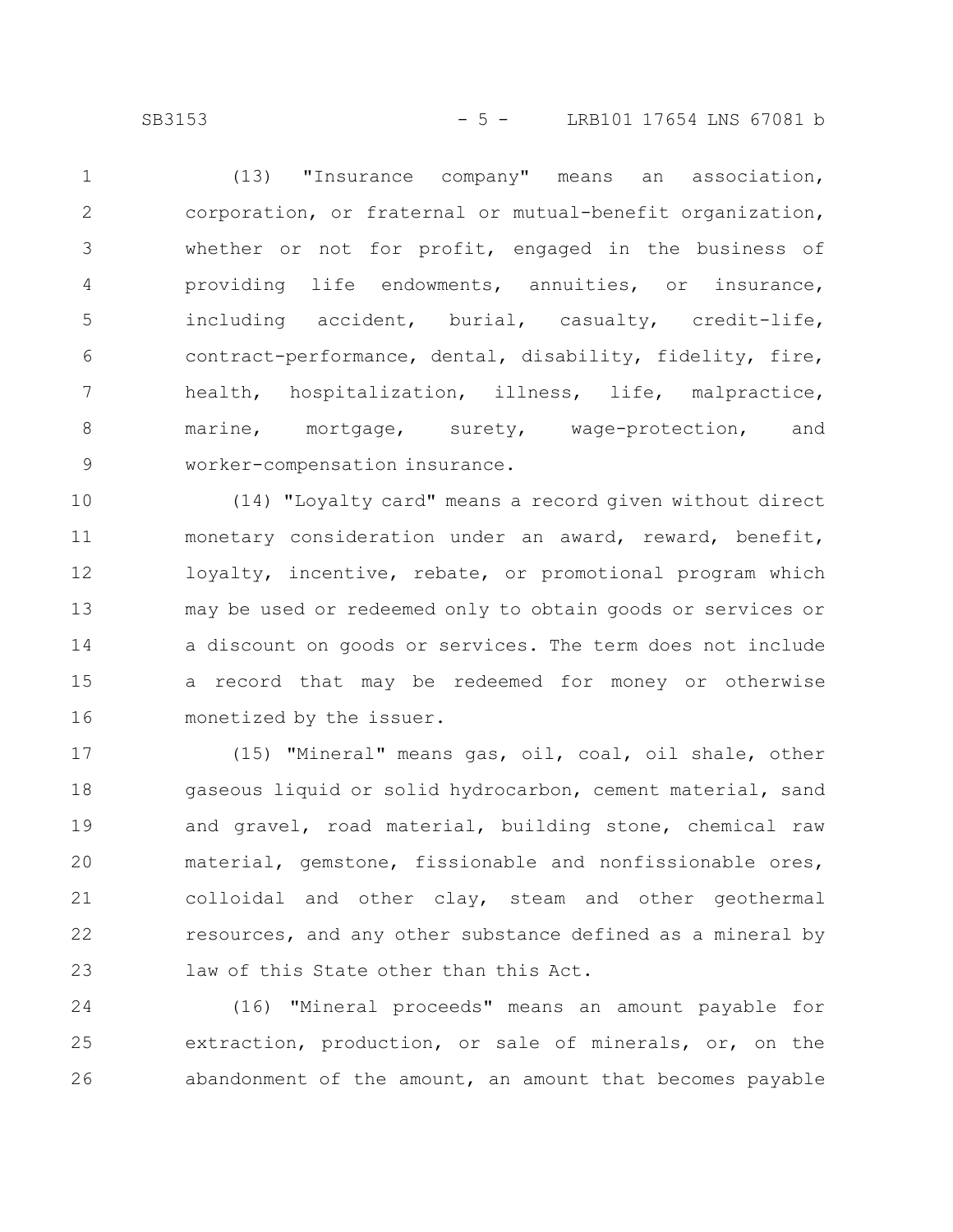(13) "Insurance company" means an association, corporation, or fraternal or mutual-benefit organization, whether or not for profit, engaged in the business of providing life endowments, annuities, or insurance, including accident, burial, casualty, credit-life, contract-performance, dental, disability, fidelity, fire, health, hospitalization, illness, life, malpractice, marine, mortgage, surety, wage-protection, and worker-compensation insurance.

(14) "Loyalty card" means a record given without direct monetary consideration under an award, reward, benefit, loyalty, incentive, rebate, or promotional program which may be used or redeemed only to obtain goods or services or a discount on goods or services. The term does not include a record that may be redeemed for money or otherwise monetized by the issuer.

(15) "Mineral" means gas, oil, coal, oil shale, other gaseous liquid or solid hydrocarbon, cement material, sand and gravel, road material, building stone, chemical raw material, gemstone, fissionable and nonfissionable ores, colloidal and other clay, steam and other geothermal resources, and any other substance defined as a mineral by law of this State other than this Act.

(16) "Mineral proceeds" means an amount payable for extraction, production, or sale of minerals, or, on the abandonment of the amount, an amount that becomes payable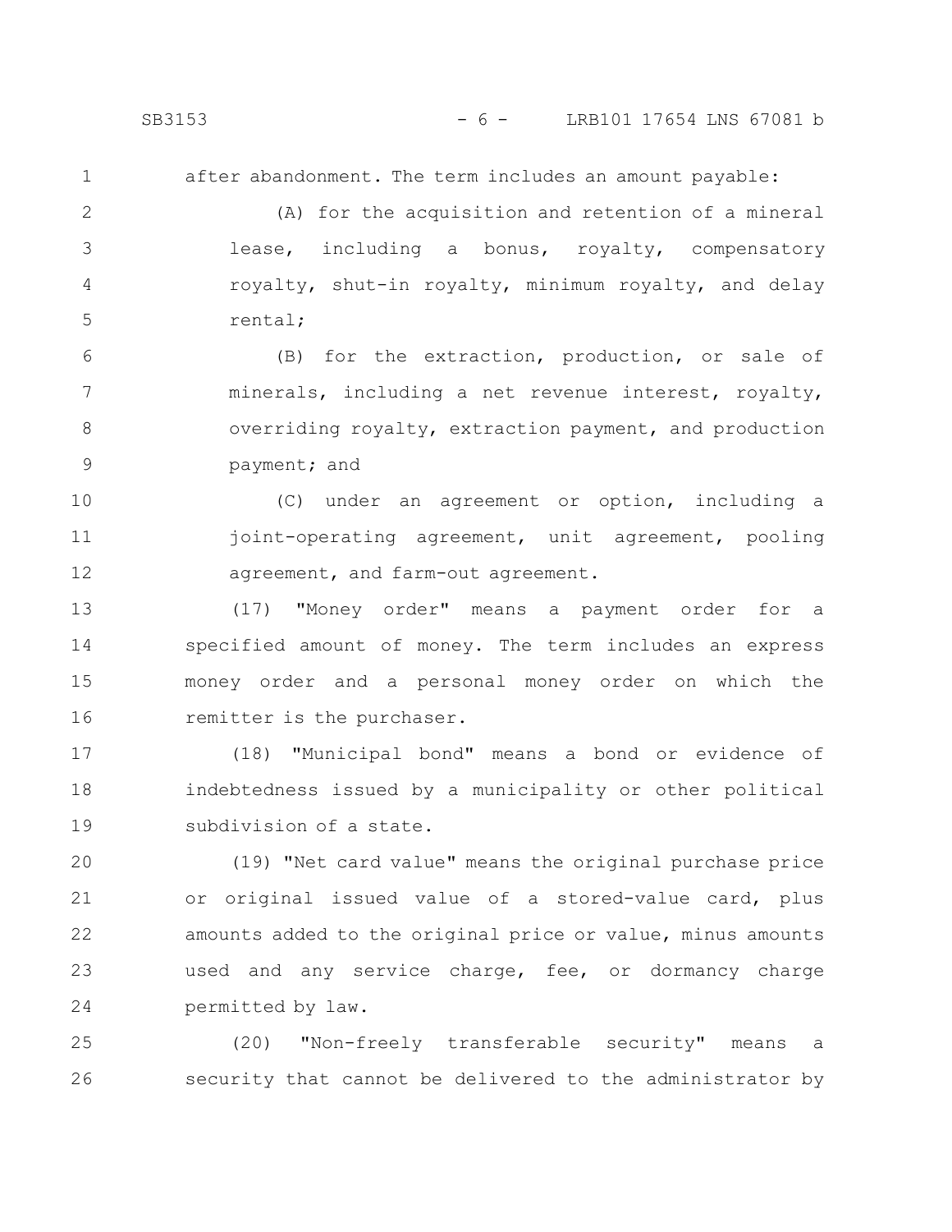after abandonment. The term includes an amount payable:

(A) for the acquisition and retention of a mineral lease, including a bonus, royalty, compensatory royalty, shut-in royalty, minimum royalty, and delay rental;

(B) for the extraction, production, or sale of minerals, including a net revenue interest, royalty, overriding royalty, extraction payment, and production payment; and

(C) under an agreement or option, including a joint-operating agreement, unit agreement, pooling agreement, and farm-out agreement.

(17) "Money order" means a payment order for a specified amount of money. The term includes an express money order and a personal money order on which the remitter is the purchaser.

(18) "Municipal bond" means a bond or evidence of indebtedness issued by a municipality or other political subdivision of a state.

(19) "Net card value" means the original purchase price or original issued value of a stored-value card, plus amounts added to the original price or value, minus amounts used and any service charge, fee, or dormancy charge permitted by law.

(20) "Non-freely transferable security" means a security that cannot be delivered to the administrator by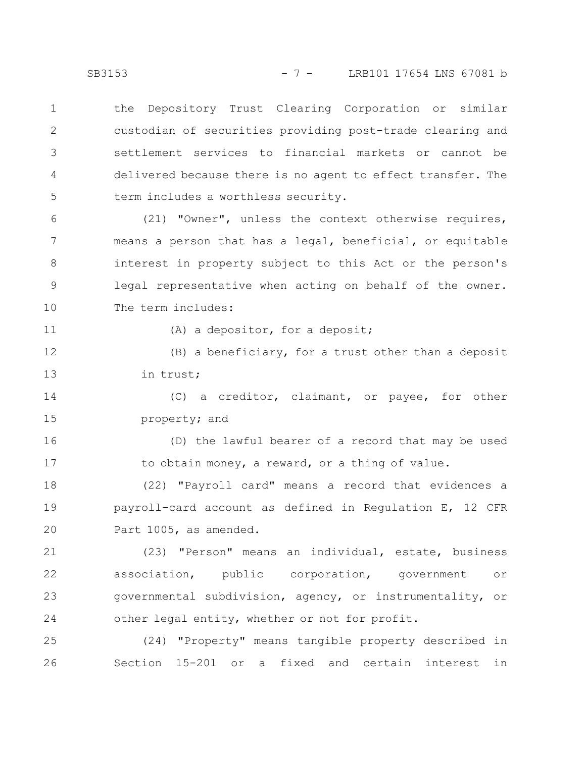the Depository Trust Clearing Corporation or similar custodian of securities providing post-trade clearing and settlement services to financial markets or cannot be delivered because there is no agent to effect transfer. The term includes a worthless security.

(21) "Owner", unless the context otherwise requires, means a person that has a legal, beneficial, or equitable interest in property subject to this Act or the person's legal representative when acting on behalf of the owner. The term includes:

(A) a depositor, for a deposit;

(B) a beneficiary, for a trust other than a deposit in trust;

(C) a creditor, claimant, or payee, for other property; and

(D) the lawful bearer of a record that may be used to obtain money, a reward, or a thing of value.

(22) "Payroll card" means a record that evidences a payroll-card account as defined in Regulation E, 12 CFR Part 1005, as amended.

(23) "Person" means an individual, estate, business association, public corporation, government or governmental subdivision, agency, or instrumentality, or other legal entity, whether or not for profit.

(24) "Property" means tangible property described in Section 15-201 or a fixed and certain interest in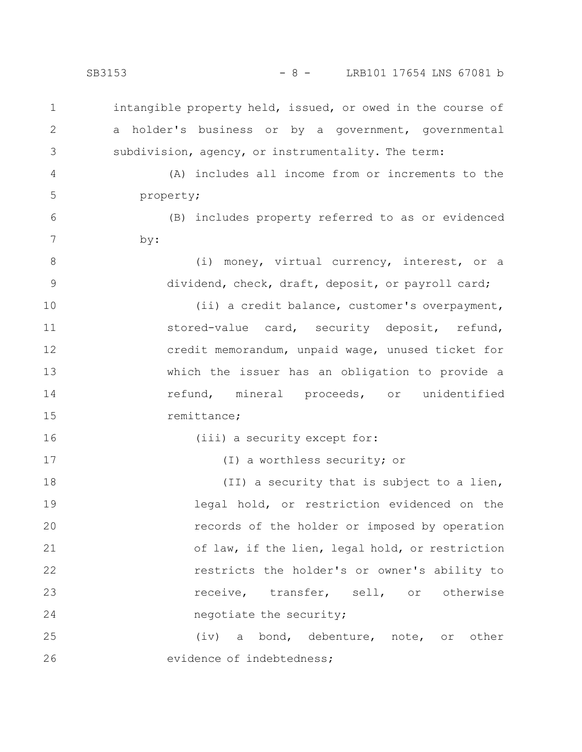intangible property held, issued, or owed in the course of a holder's business or by a government, governmental subdivision, agency, or instrumentality. The term:

(A) includes all income from or increments to the property;

(B) includes property referred to as or evidenced by:

(i) money, virtual currency, interest, or a dividend, check, draft, deposit, or payroll card;

(ii) a credit balance, customer's overpayment, stored-value card, security deposit, refund, credit memorandum, unpaid wage, unused ticket for which the issuer has an obligation to provide a refund, mineral proceeds, or unidentified remittance;

(iii) a security except for:

(I) a worthless security; or

(II) a security that is subject to a lien, legal hold, or restriction evidenced on the records of the holder or imposed by operation of law, if the lien, legal hold, or restriction restricts the holder's or owner's ability to receive, transfer, sell, or otherwise negotiate the security;

(iv) a bond, debenture, note, or other evidence of indebtedness;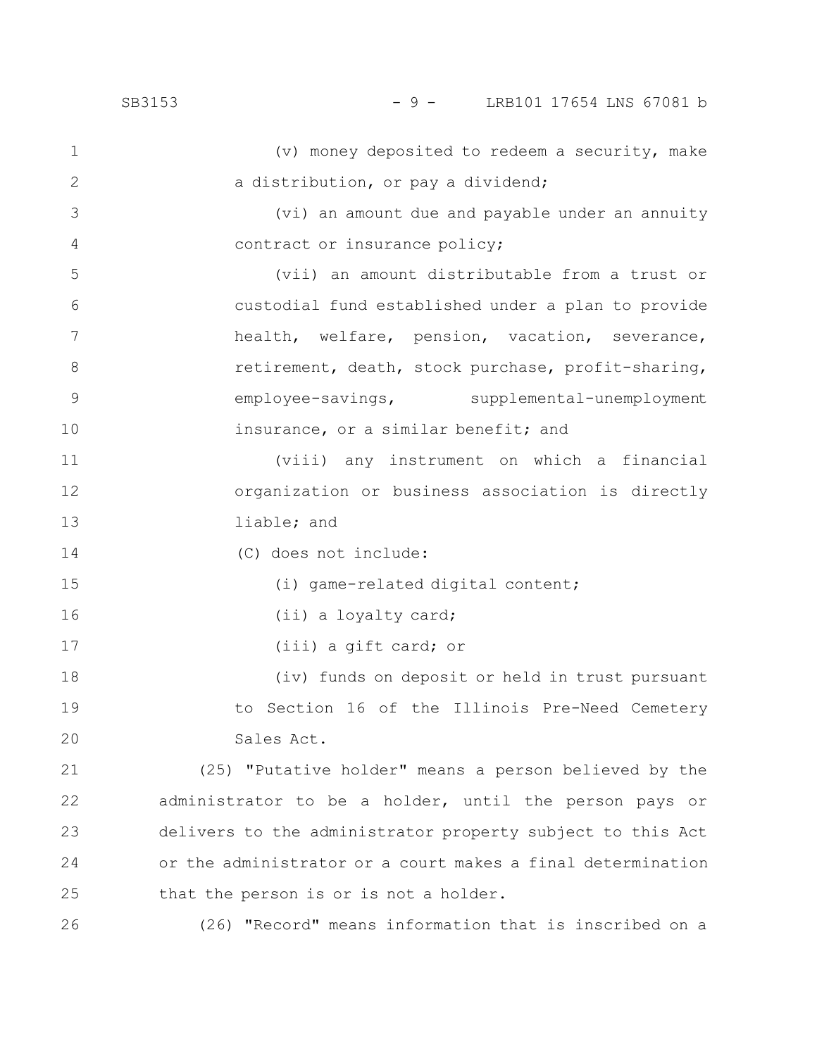(v) money deposited to redeem a security, make a distribution, or pay a dividend;

(vi) an amount due and payable under an annuity contract or insurance policy;

(vii) an amount distributable from a trust or custodial fund established under a plan to provide health, welfare, pension, vacation, severance, retirement, death, stock purchase, profit-sharing, employee-savings, supplemental-unemployment insurance, or a similar benefit; and

(viii) any instrument on which a financial organization or business association is directly liable; and

(C) does not include:

(i) game-related digital content;

(ii) a loyalty card;

(iii) a gift card; or

(iv) funds on deposit or held in trust pursuant to Section 16 of the Illinois Pre-Need Cemetery Sales Act.

(25) "Putative holder" means a person believed by the administrator to be a holder, until the person pays or delivers to the administrator property subject to this Act or the administrator or a court makes a final determination that the person is or is not a holder.

(26) "Record" means information that is inscribed on a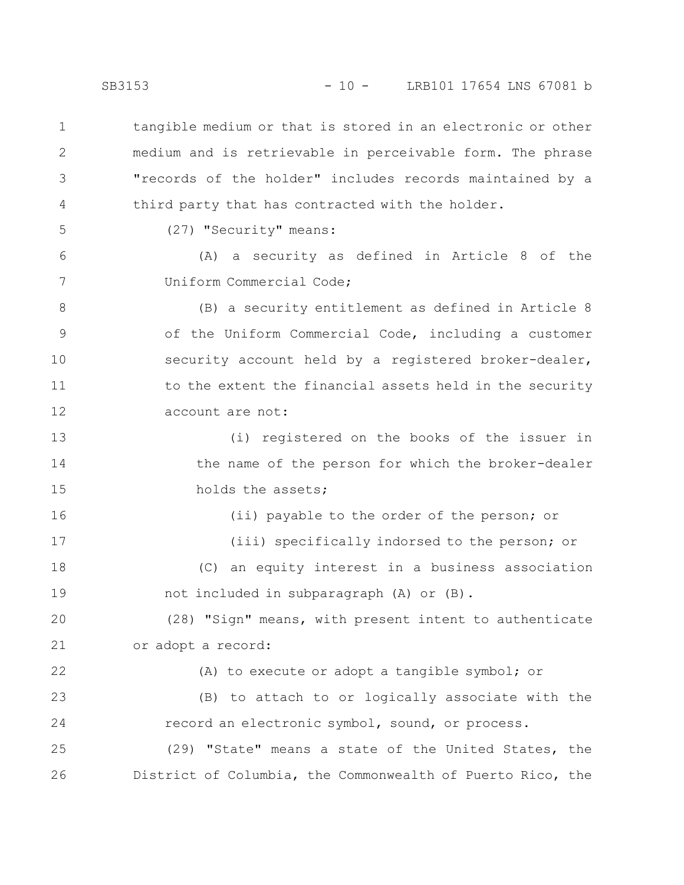tangible medium or that is stored in an electronic or other medium and is retrievable in perceivable form. The phrase "records of the holder" includes records maintained by a third party that has contracted with the holder.

(27) "Security" means:

(A) a security as defined in Article 8 of the Uniform Commercial Code;

(B) a security entitlement as defined in Article 8 of the Uniform Commercial Code, including a customer security account held by a registered broker-dealer, to the extent the financial assets held in the security account are not:

(i) registered on the books of the issuer in the name of the person for which the broker-dealer holds the assets;

(ii) payable to the order of the person; or

(iii) specifically indorsed to the person; or

(C) an equity interest in a business association not included in subparagraph (A) or (B).

(28) "Sign" means, with present intent to authenticate or adopt a record:

(A) to execute or adopt a tangible symbol; or

(B) to attach to or logically associate with the record an electronic symbol, sound, or process.

(29) "State" means a state of the United States, the District of Columbia, the Commonwealth of Puerto Rico, the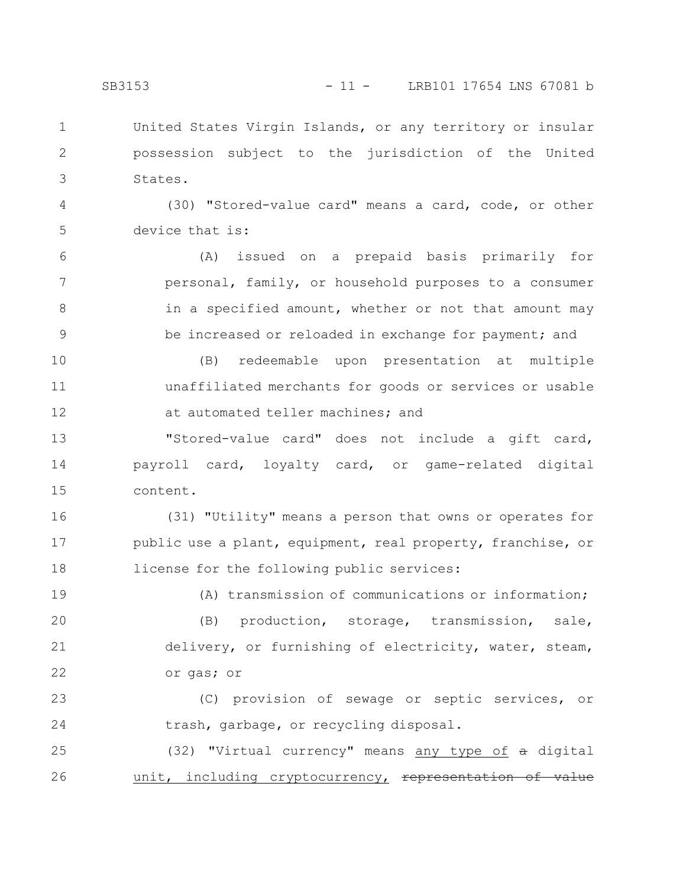United States Virgin Islands, or any territory or insular possession subject to the jurisdiction of the United States.

(30) "Stored-value card" means a card, code, or other device that is:

(A) issued on a prepaid basis primarily for personal, family, or household purposes to a consumer in a specified amount, whether or not that amount may be increased or reloaded in exchange for payment; and

(B) redeemable upon presentation at multiple unaffiliated merchants for goods or services or usable at automated teller machines; and

"Stored-value card" does not include a gift card, payroll card, loyalty card, or game-related digital content.

(31) "Utility" means a person that owns or operates for public use a plant, equipment, real property, franchise, or license for the following public services:

(A) transmission of communications or information;

(B) production, storage, transmission, sale, delivery, or furnishing of electricity, water, steam, or gas; or

(C) provision of sewage or septic services, or trash, garbage, or recycling disposal.

(32) "Virtual currency" means <u>any type of</u> ~~a~~ digital <u>unit, including cryptocurrency,</u> ~~representation of value~~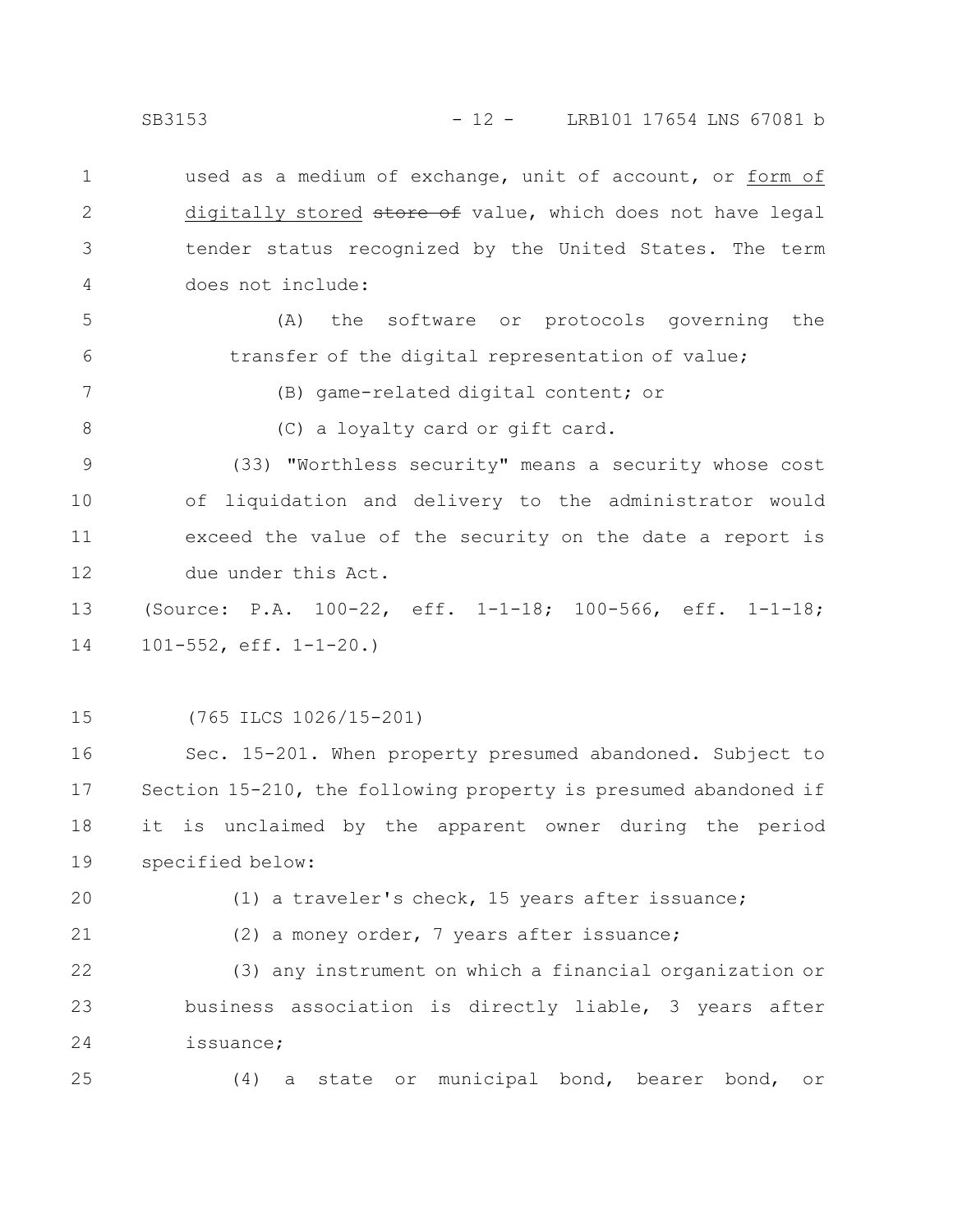used as a medium of exchange, unit of account, or form of digitally stored ~~store of~~ value, which does not have legal tender status recognized by the United States. The term does not include:

(A) the software or protocols governing the transfer of the digital representation of value;

(B) game-related digital content; or

(C) a loyalty card or gift card.

(33) "Worthless security" means a security whose cost of liquidation and delivery to the administrator would exceed the value of the security on the date a report is due under this Act.

(Source: P.A. 100-22, eff. 1-1-18; 100-566, eff. 1-1-18; 101-552, eff. 1-1-20.)

(765 ILCS 1026/15-201)

Sec. 15-201. When property presumed abandoned. Subject to Section 15-210, the following property is presumed abandoned if it is unclaimed by the apparent owner during the period specified below:

(1) a traveler's check, 15 years after issuance;

(2) a money order, 7 years after issuance;

(3) any instrument on which a financial organization or business association is directly liable, 3 years after issuance;

(4) a state or municipal bond, bearer bond, or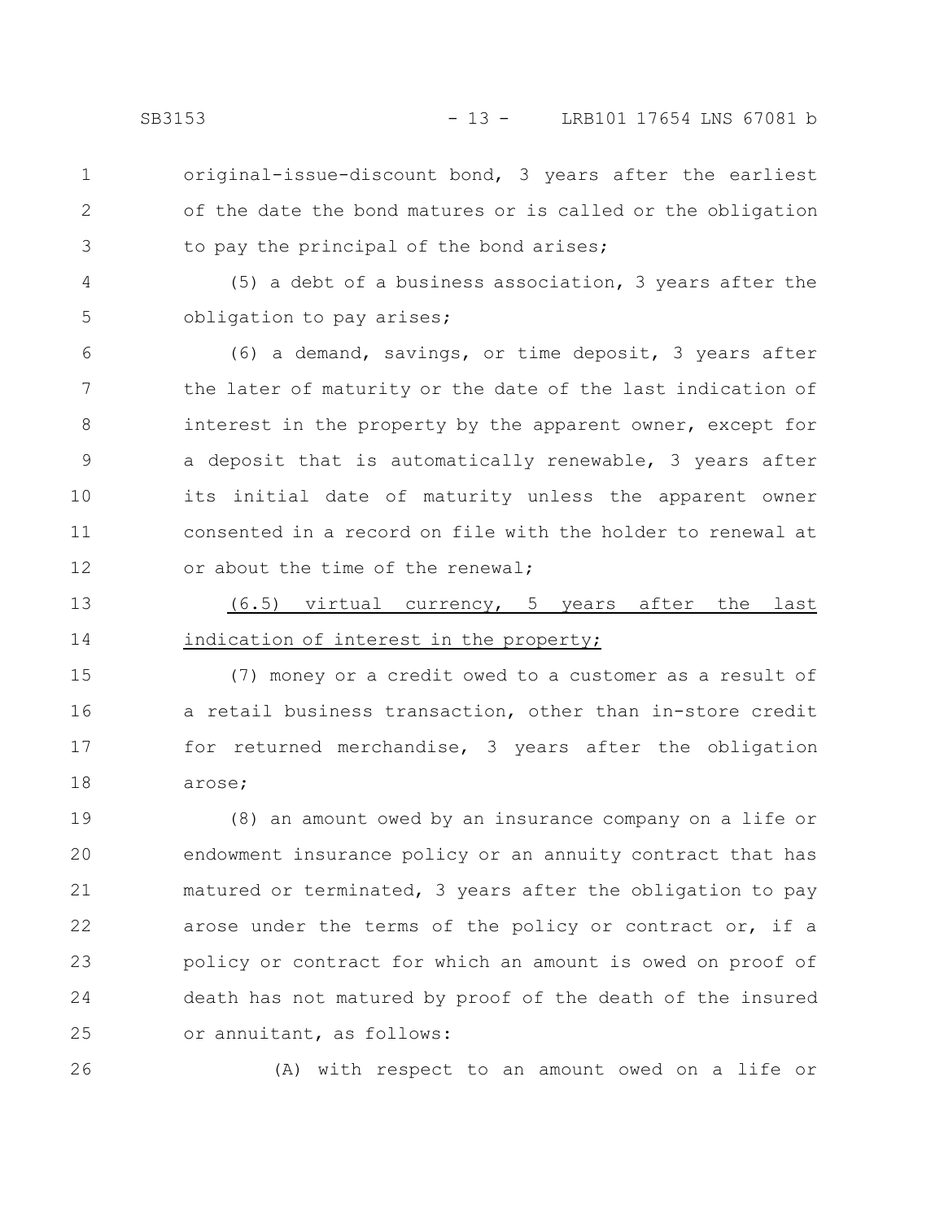original-issue-discount bond, 3 years after the earliest of the date the bond matures or is called or the obligation to pay the principal of the bond arises;

(5) a debt of a business association, 3 years after the obligation to pay arises;

(6) a demand, savings, or time deposit, 3 years after the later of maturity or the date of the last indication of interest in the property by the apparent owner, except for a deposit that is automatically renewable, 3 years after its initial date of maturity unless the apparent owner consented in a record on file with the holder to renewal at or about the time of the renewal;

<u>(6.5) virtual currency, 5 years after the last indication of interest in the property;</u>

(7) money or a credit owed to a customer as a result of a retail business transaction, other than in-store credit for returned merchandise, 3 years after the obligation arose;

(8) an amount owed by an insurance company on a life or endowment insurance policy or an annuity contract that has matured or terminated, 3 years after the obligation to pay arose under the terms of the policy or contract or, if a policy or contract for which an amount is owed on proof of death has not matured by proof of the death of the insured or annuitant, as follows:

(A) with respect to an amount owed on a life or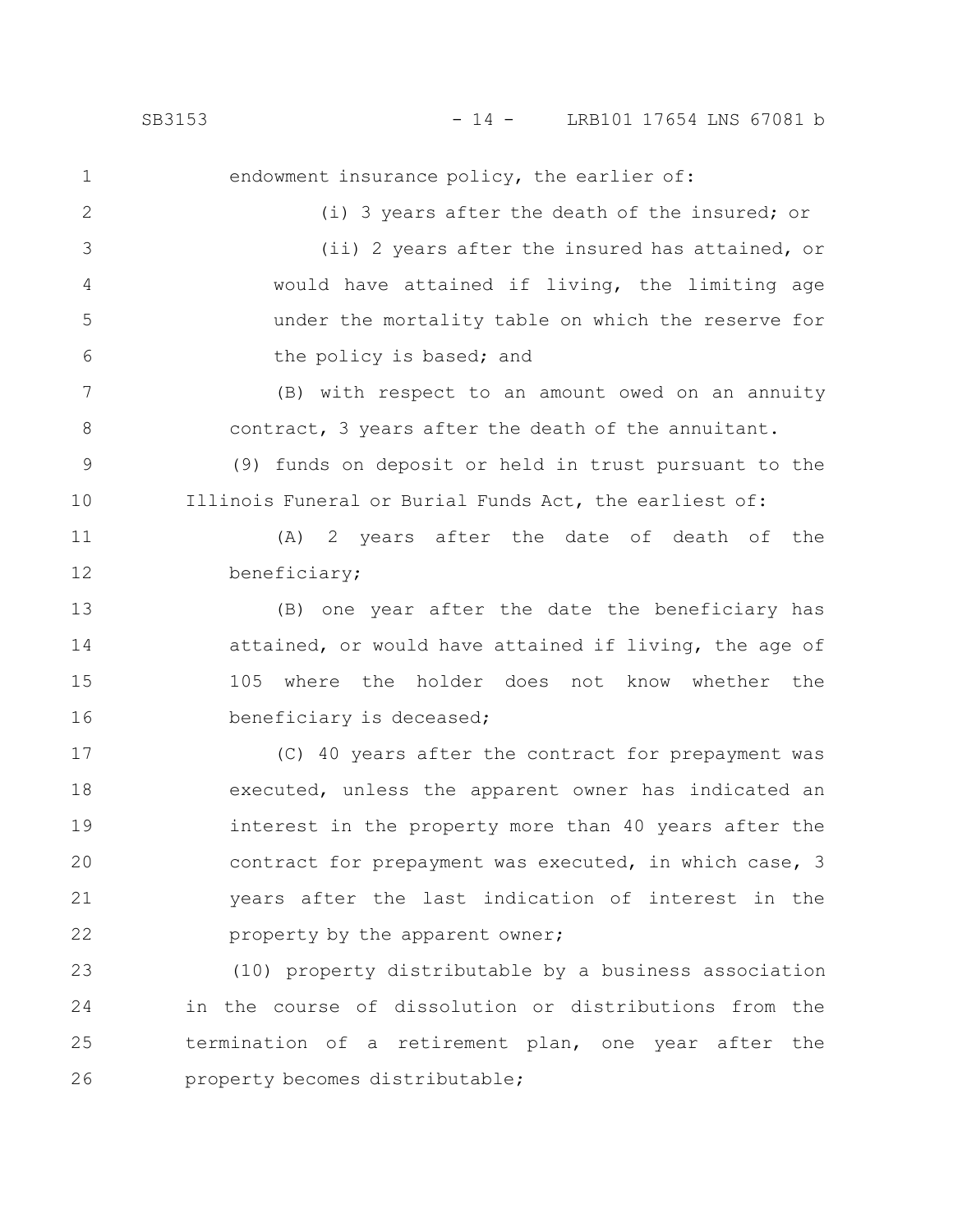endowment insurance policy, the earlier of:

(i) 3 years after the death of the insured; or

(ii) 2 years after the insured has attained, or would have attained if living, the limiting age under the mortality table on which the reserve for the policy is based; and

(B) with respect to an amount owed on an annuity contract, 3 years after the death of the annuitant.

(9) funds on deposit or held in trust pursuant to the Illinois Funeral or Burial Funds Act, the earliest of:

(A) 2 years after the date of death of the beneficiary;

(B) one year after the date the beneficiary has attained, or would have attained if living, the age of 105 where the holder does not know whether the beneficiary is deceased;

(C) 40 years after the contract for prepayment was executed, unless the apparent owner has indicated an interest in the property more than 40 years after the contract for prepayment was executed, in which case, 3 years after the last indication of interest in the property by the apparent owner;

(10) property distributable by a business association in the course of dissolution or distributions from the termination of a retirement plan, one year after the property becomes distributable;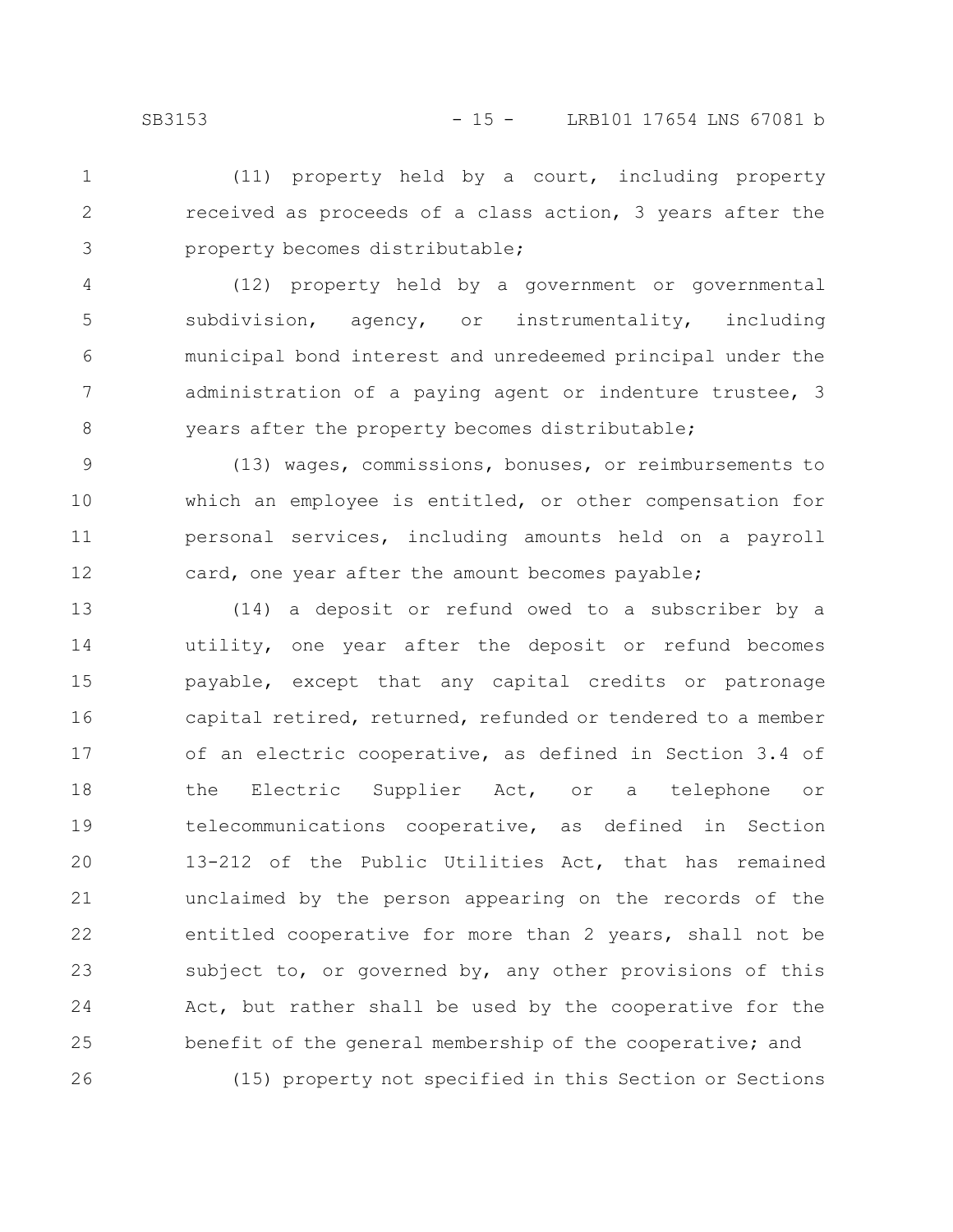(11) property held by a court, including property received as proceeds of a class action, 3 years after the property becomes distributable;

(12) property held by a government or governmental subdivision, agency, or instrumentality, including municipal bond interest and unredeemed principal under the administration of a paying agent or indenture trustee, 3 years after the property becomes distributable;

(13) wages, commissions, bonuses, or reimbursements to which an employee is entitled, or other compensation for personal services, including amounts held on a payroll card, one year after the amount becomes payable;

(14) a deposit or refund owed to a subscriber by a utility, one year after the deposit or refund becomes payable, except that any capital credits or patronage capital retired, returned, refunded or tendered to a member of an electric cooperative, as defined in Section 3.4 of the Electric Supplier Act, or a telephone or telecommunications cooperative, as defined in Section 13-212 of the Public Utilities Act, that has remained unclaimed by the person appearing on the records of the entitled cooperative for more than 2 years, shall not be subject to, or governed by, any other provisions of this Act, but rather shall be used by the cooperative for the benefit of the general membership of the cooperative; and

(15) property not specified in this Section or Sections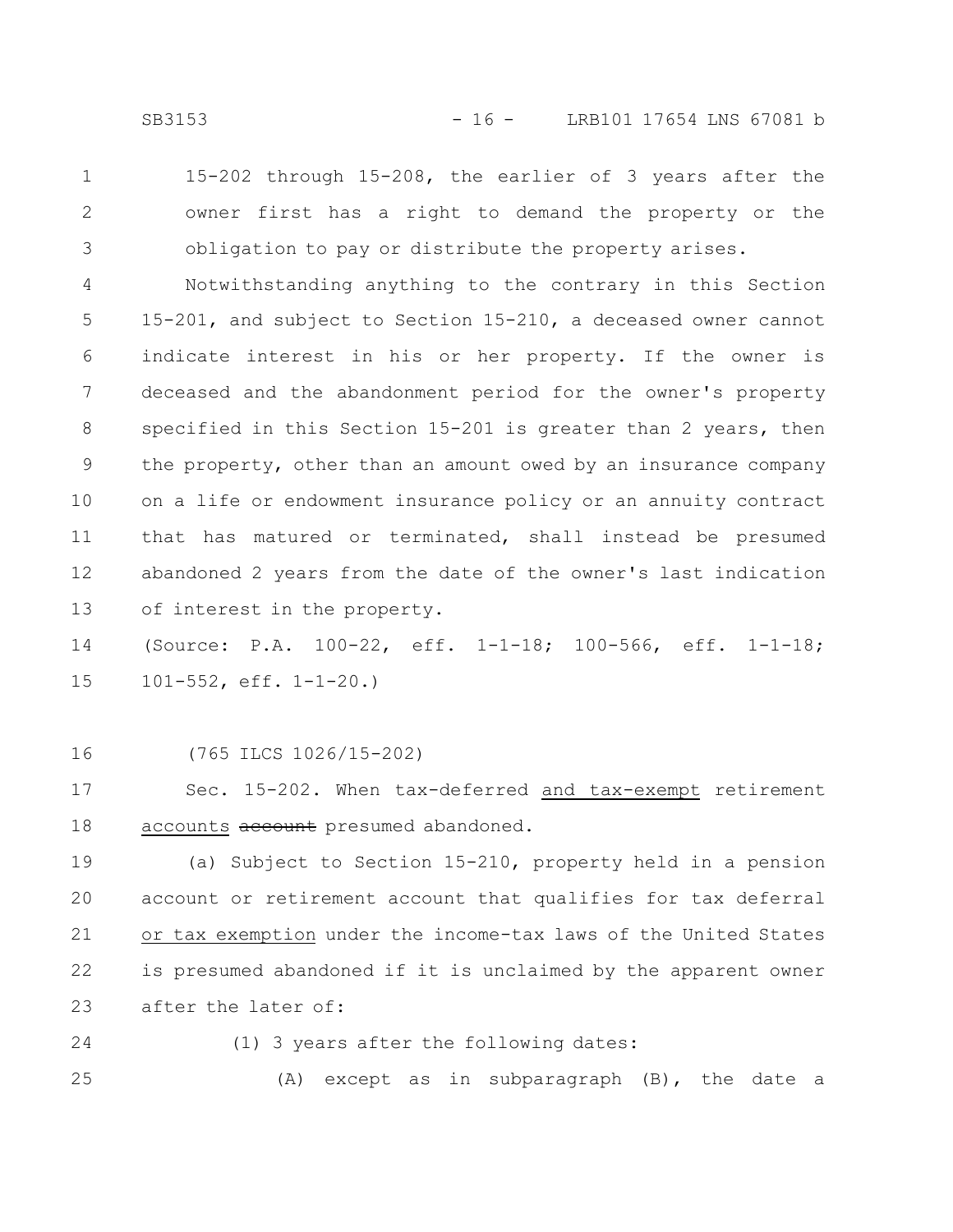15-202 through 15-208, the earlier of 3 years after the owner first has a right to demand the property or the obligation to pay or distribute the property arises.

Notwithstanding anything to the contrary in this Section 15-201, and subject to Section 15-210, a deceased owner cannot indicate interest in his or her property. If the owner is deceased and the abandonment period for the owner's property specified in this Section 15-201 is greater than 2 years, then the property, other than an amount owed by an insurance company on a life or endowment insurance policy or an annuity contract that has matured or terminated, shall instead be presumed abandoned 2 years from the date of the owner's last indication of interest in the property.

(Source: P.A. 100-22, eff. 1-1-18; 100-566, eff. 1-1-18; 101-552, eff. 1-1-20.)

(765 ILCS 1026/15-202)

Sec. 15-202. When tax-deferred <u>and tax-exempt</u> retirement <u>accounts</u> ~~account~~ presumed abandoned.

(a) Subject to Section 15-210, property held in a pension account or retirement account that qualifies for tax deferral <u>or tax exemption</u> under the income-tax laws of the United States is presumed abandoned if it is unclaimed by the apparent owner after the later of:

(1) 3 years after the following dates:

(A) except as in subparagraph (B), the date a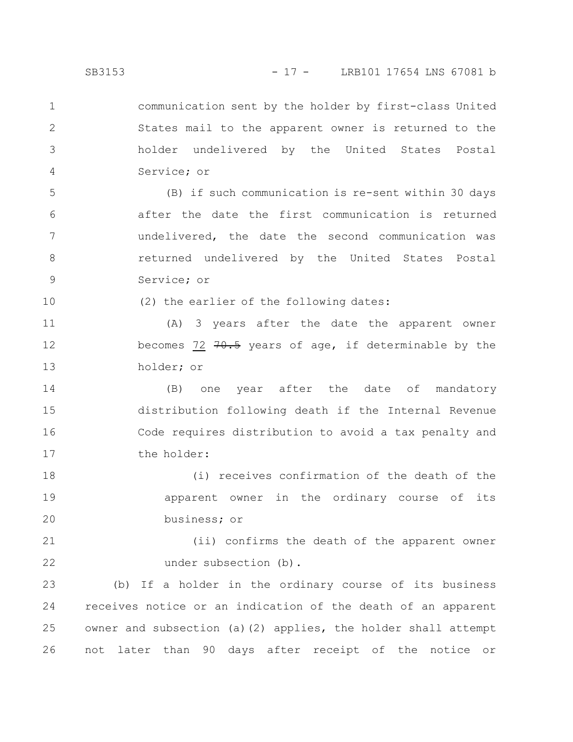communication sent by the holder by first-class United States mail to the apparent owner is returned to the holder undelivered by the United States Postal Service; or

(B) if such communication is re-sent within 30 days after the date the first communication is returned undelivered, the date the second communication was returned undelivered by the United States Postal Service; or

(2) the earlier of the following dates:

(A) 3 years after the date the apparent owner becomes <u>72</u> ~~70.5~~ years of age, if determinable by the holder; or

(B) one year after the date of mandatory distribution following death if the Internal Revenue Code requires distribution to avoid a tax penalty and the holder:

(i) receives confirmation of the death of the apparent owner in the ordinary course of its business; or

(ii) confirms the death of the apparent owner under subsection (b).

(b) If a holder in the ordinary course of its business receives notice or an indication of the death of an apparent owner and subsection (a)(2) applies, the holder shall attempt not later than 90 days after receipt of the notice or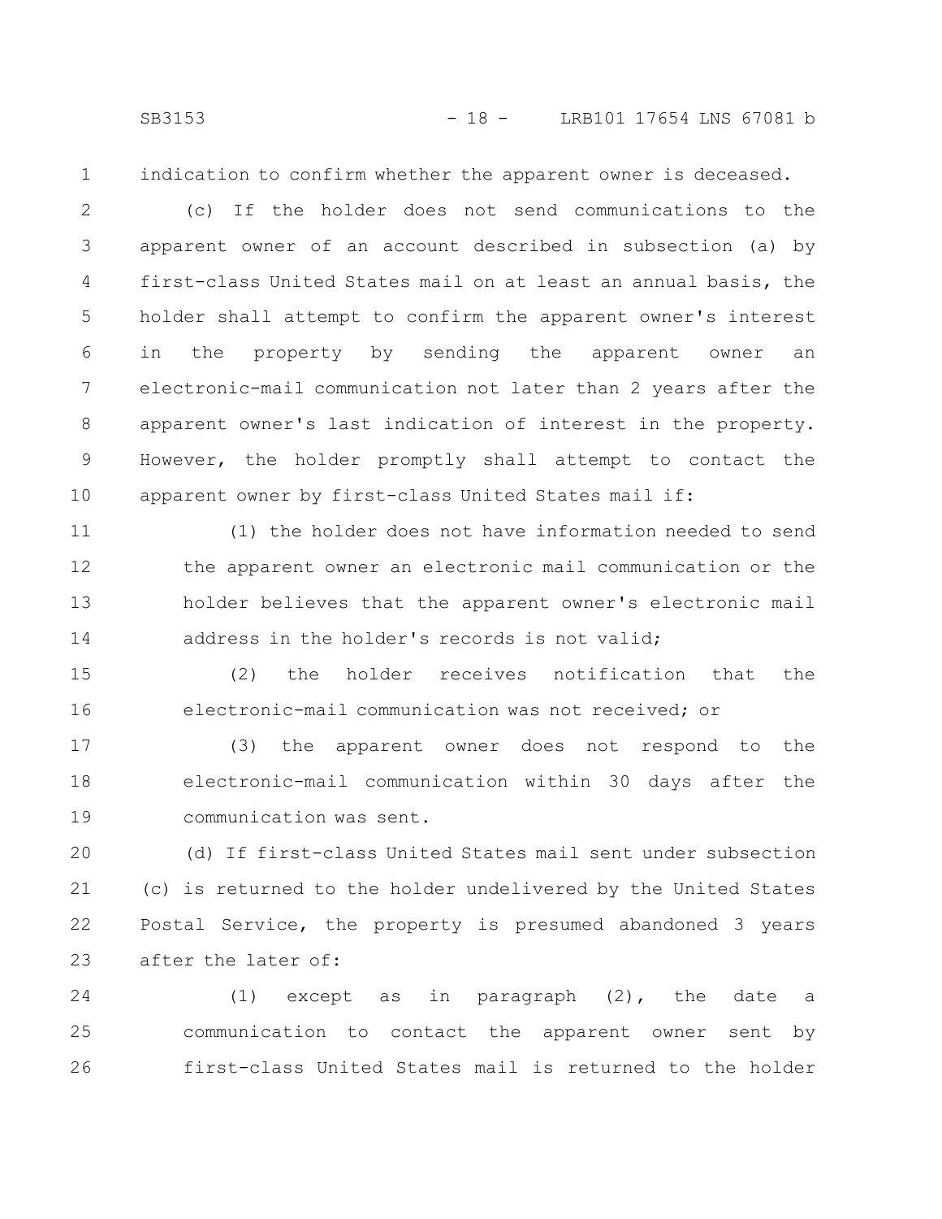indication to confirm whether the apparent owner is deceased.

(c) If the holder does not send communications to the apparent owner of an account described in subsection (a) by first-class United States mail on at least an annual basis, the holder shall attempt to confirm the apparent owner's interest in the property by sending the apparent owner an electronic-mail communication not later than 2 years after the apparent owner's last indication of interest in the property. However, the holder promptly shall attempt to contact the apparent owner by first-class United States mail if:

(1) the holder does not have information needed to send the apparent owner an electronic mail communication or the holder believes that the apparent owner's electronic mail address in the holder's records is not valid;

(2) the holder receives notification that the electronic-mail communication was not received; or

(3) the apparent owner does not respond to the electronic-mail communication within 30 days after the communication was sent.

(d) If first-class United States mail sent under subsection (c) is returned to the holder undelivered by the United States Postal Service, the property is presumed abandoned 3 years after the later of:

(1) except as in paragraph (2), the date a communication to contact the apparent owner sent by first-class United States mail is returned to the holder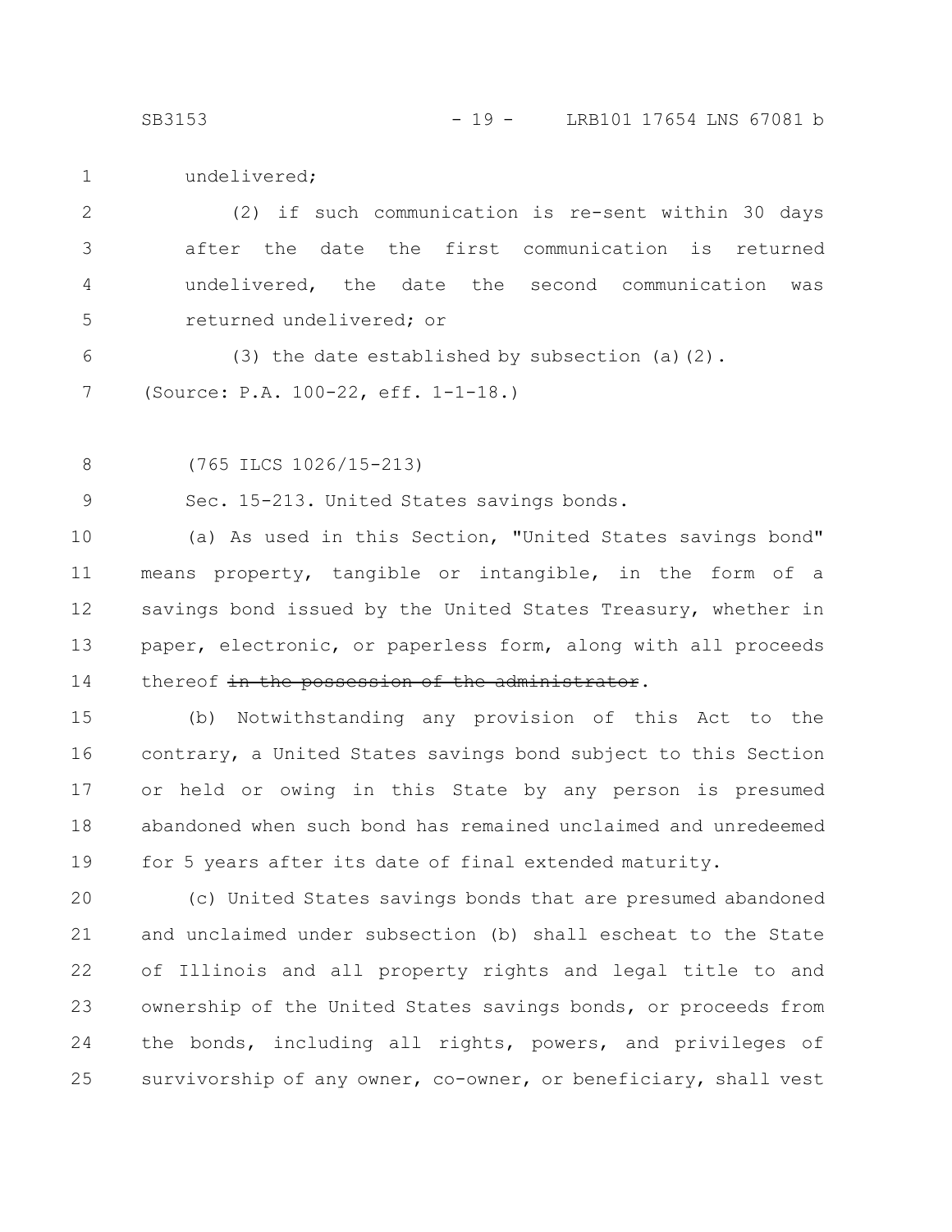undelivered;

(2) if such communication is re-sent within 30 days after the date the first communication is returned undelivered, the date the second communication was returned undelivered; or

(3) the date established by subsection (a)(2).

(Source: P.A. 100-22, eff. 1-1-18.)

(765 ILCS 1026/15-213)

Sec. 15-213. United States savings bonds.

(a) As used in this Section, "United States savings bond" means property, tangible or intangible, in the form of a savings bond issued by the United States Treasury, whether in paper, electronic, or paperless form, along with all proceeds thereof ~~in the possession of the administrator~~.

(b) Notwithstanding any provision of this Act to the contrary, a United States savings bond subject to this Section or held or owing in this State by any person is presumed abandoned when such bond has remained unclaimed and unredeemed for 5 years after its date of final extended maturity.

(c) United States savings bonds that are presumed abandoned and unclaimed under subsection (b) shall escheat to the State of Illinois and all property rights and legal title to and ownership of the United States savings bonds, or proceeds from the bonds, including all rights, powers, and privileges of survivorship of any owner, co-owner, or beneficiary, shall vest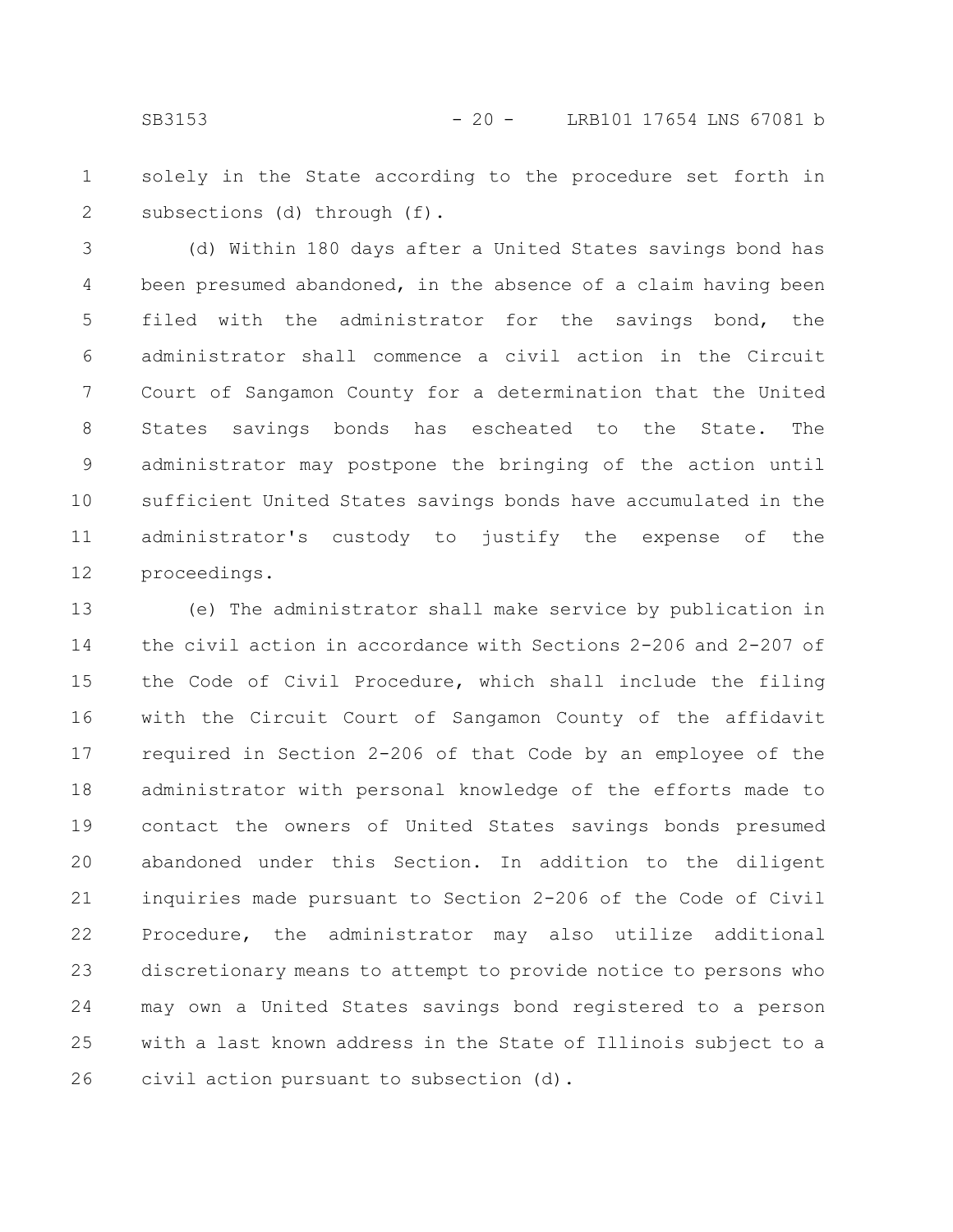solely in the State according to the procedure set forth in subsections (d) through (f).

(d) Within 180 days after a United States savings bond has been presumed abandoned, in the absence of a claim having been filed with the administrator for the savings bond, the administrator shall commence a civil action in the Circuit Court of Sangamon County for a determination that the United States savings bonds has escheated to the State. The administrator may postpone the bringing of the action until sufficient United States savings bonds have accumulated in the administrator's custody to justify the expense of the proceedings.

(e) The administrator shall make service by publication in the civil action in accordance with Sections 2-206 and 2-207 of the Code of Civil Procedure, which shall include the filing with the Circuit Court of Sangamon County of the affidavit required in Section 2-206 of that Code by an employee of the administrator with personal knowledge of the efforts made to contact the owners of United States savings bonds presumed abandoned under this Section. In addition to the diligent inquiries made pursuant to Section 2-206 of the Code of Civil Procedure, the administrator may also utilize additional discretionary means to attempt to provide notice to persons who may own a United States savings bond registered to a person with a last known address in the State of Illinois subject to a civil action pursuant to subsection (d).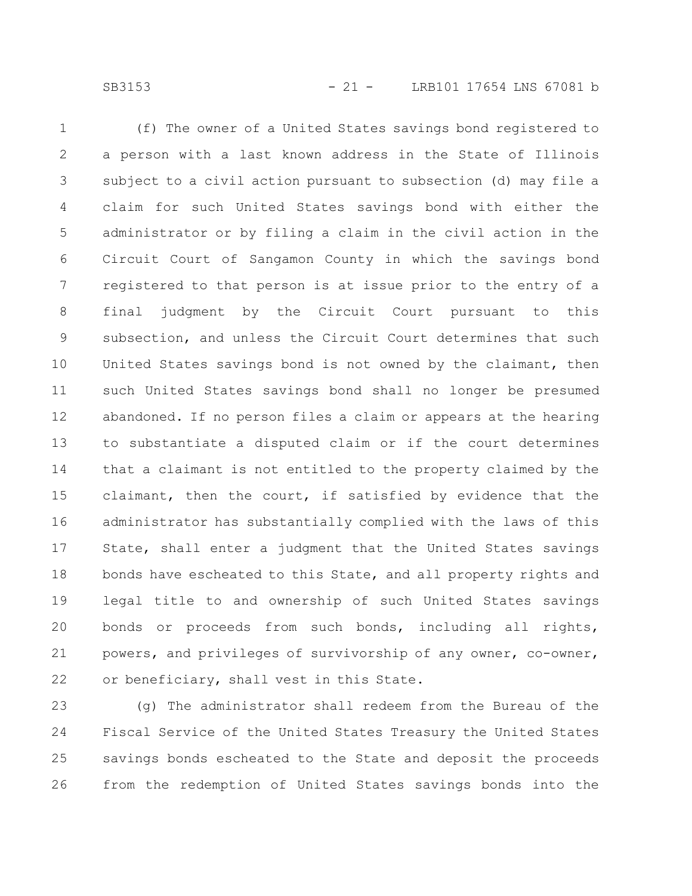(f) The owner of a United States savings bond registered to a person with a last known address in the State of Illinois subject to a civil action pursuant to subsection (d) may file a claim for such United States savings bond with either the administrator or by filing a claim in the civil action in the Circuit Court of Sangamon County in which the savings bond registered to that person is at issue prior to the entry of a final judgment by the Circuit Court pursuant to this subsection, and unless the Circuit Court determines that such United States savings bond is not owned by the claimant, then such United States savings bond shall no longer be presumed abandoned. If no person files a claim or appears at the hearing to substantiate a disputed claim or if the court determines that a claimant is not entitled to the property claimed by the claimant, then the court, if satisfied by evidence that the administrator has substantially complied with the laws of this State, shall enter a judgment that the United States savings bonds have escheated to this State, and all property rights and legal title to and ownership of such United States savings bonds or proceeds from such bonds, including all rights, powers, and privileges of survivorship of any owner, co-owner, or beneficiary, shall vest in this State.

(g) The administrator shall redeem from the Bureau of the Fiscal Service of the United States Treasury the United States savings bonds escheated to the State and deposit the proceeds from the redemption of United States savings bonds into the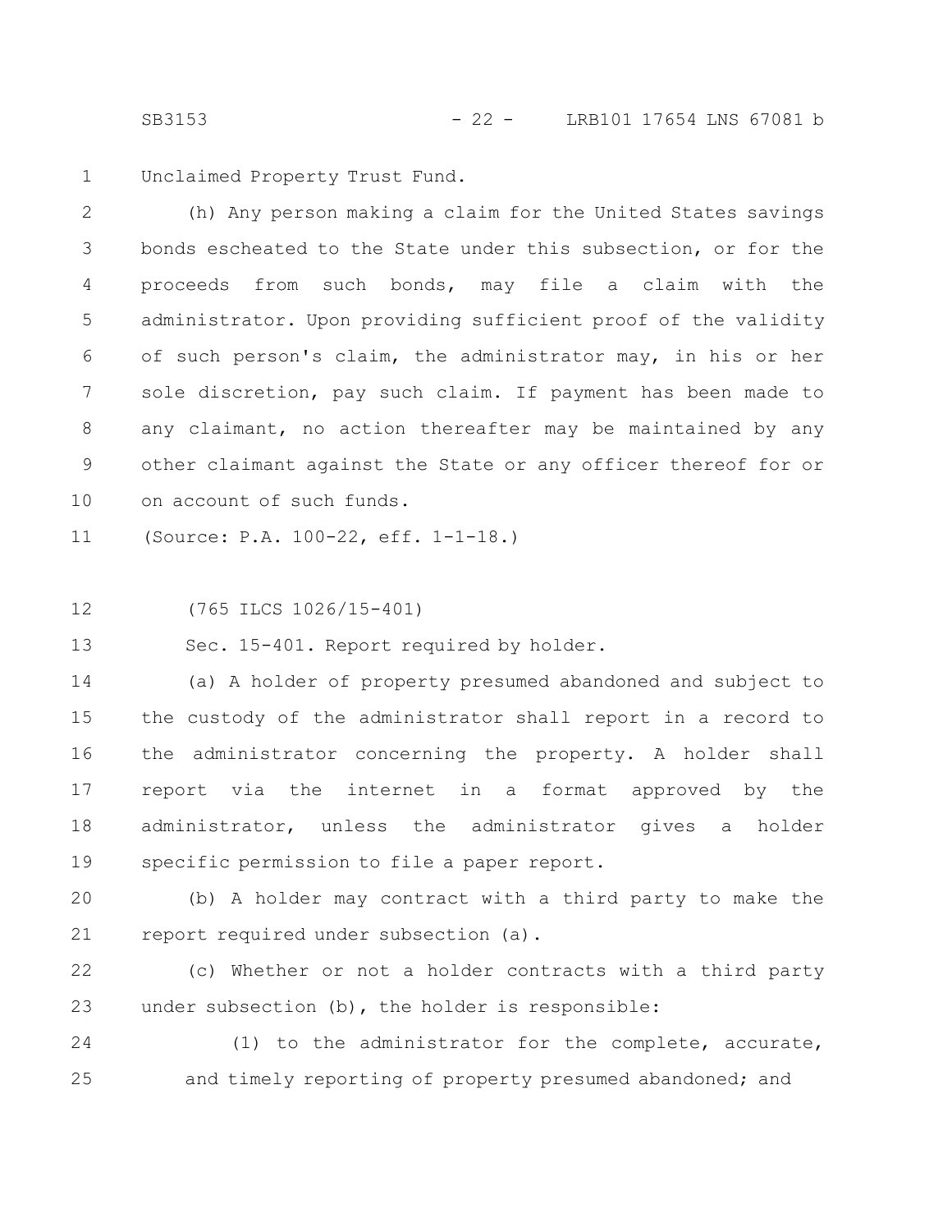Unclaimed Property Trust Fund.

(h) Any person making a claim for the United States savings bonds escheated to the State under this subsection, or for the proceeds from such bonds, may file a claim with the administrator. Upon providing sufficient proof of the validity of such person's claim, the administrator may, in his or her sole discretion, pay such claim. If payment has been made to any claimant, no action thereafter may be maintained by any other claimant against the State or any officer thereof for or on account of such funds.

(Source: P.A. 100-22, eff. 1-1-18.)

(765 ILCS 1026/15-401)

Sec. 15-401. Report required by holder.

(a) A holder of property presumed abandoned and subject to the custody of the administrator shall report in a record to the administrator concerning the property. A holder shall report via the internet in a format approved by the administrator, unless the administrator gives a holder specific permission to file a paper report.

(b) A holder may contract with a third party to make the report required under subsection (a).

(c) Whether or not a holder contracts with a third party under subsection (b), the holder is responsible:

(1) to the administrator for the complete, accurate, and timely reporting of property presumed abandoned; and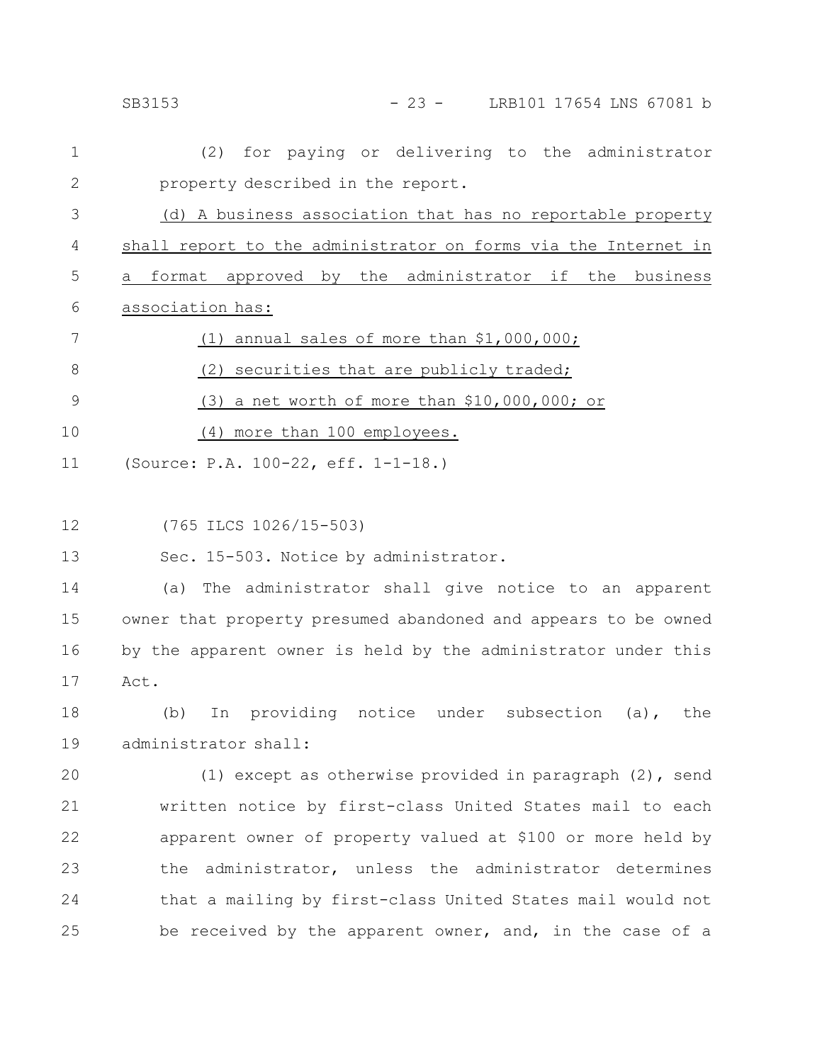(2) for paying or delivering to the administrator property described in the report.

<u>(d) A business association that has no reportable property shall report to the administrator on forms via the Internet in a format approved by the administrator if the business association has:</u>

<u>(1) annual sales of more than $1,000,000;</u>

<u>(2) securities that are publicly traded;</u>

<u>(3) a net worth of more than $10,000,000; or</u>

<u>(4) more than 100 employees.</u>

(Source: P.A. 100-22, eff. 1-1-18.)

(765 ILCS 1026/15-503)

Sec. 15-503. Notice by administrator.

(a) The administrator shall give notice to an apparent owner that property presumed abandoned and appears to be owned by the apparent owner is held by the administrator under this Act.

(b) In providing notice under subsection (a), the administrator shall:

(1) except as otherwise provided in paragraph (2), send written notice by first-class United States mail to each apparent owner of property valued at $100 or more held by the administrator, unless the administrator determines that a mailing by first-class United States mail would not be received by the apparent owner, and, in the case of a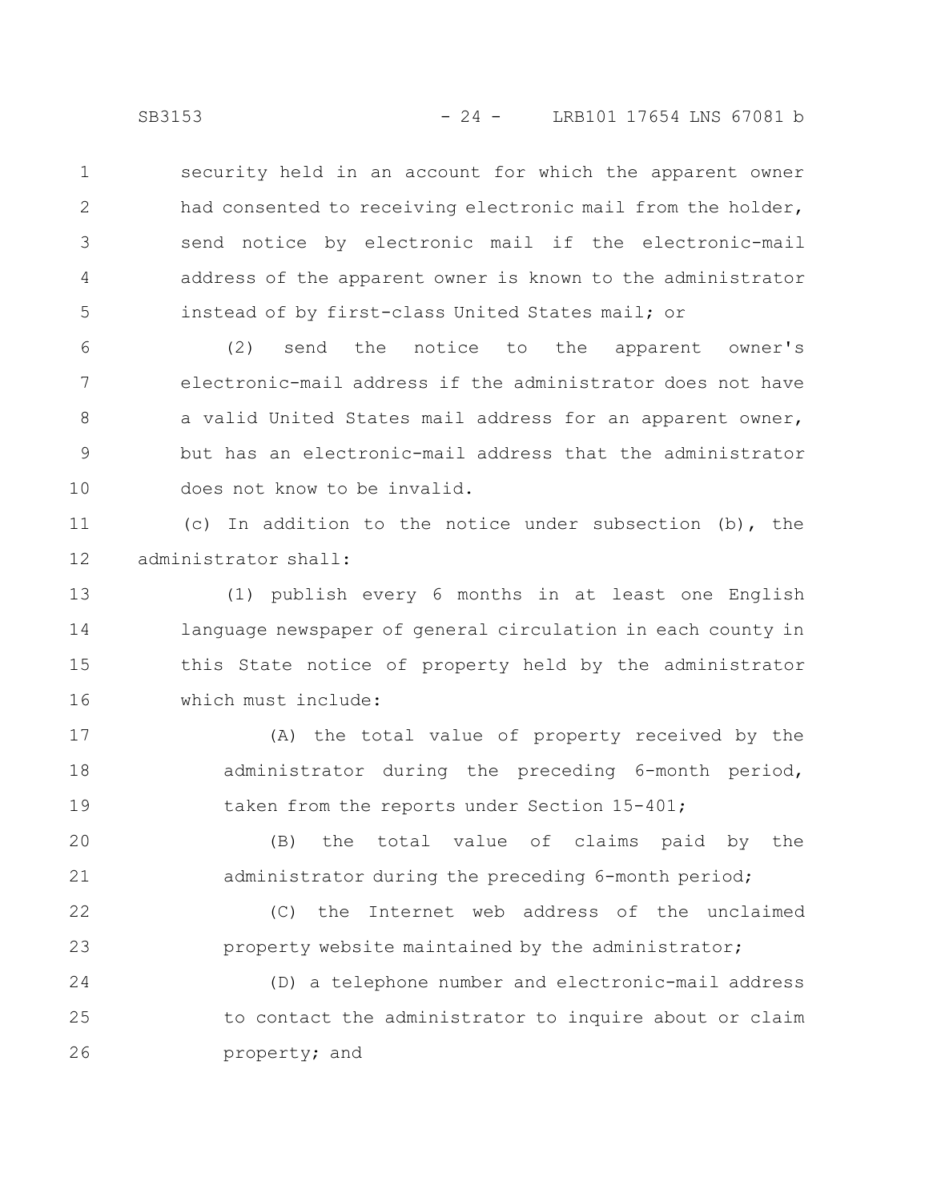security held in an account for which the apparent owner had consented to receiving electronic mail from the holder, send notice by electronic mail if the electronic-mail address of the apparent owner is known to the administrator instead of by first-class United States mail; or

(2) send the notice to the apparent owner's electronic-mail address if the administrator does not have a valid United States mail address for an apparent owner, but has an electronic-mail address that the administrator does not know to be invalid.

(c) In addition to the notice under subsection (b), the administrator shall:

(1) publish every 6 months in at least one English language newspaper of general circulation in each county in this State notice of property held by the administrator which must include:

(A) the total value of property received by the administrator during the preceding 6-month period, taken from the reports under Section 15-401;

(B) the total value of claims paid by the administrator during the preceding 6-month period;

(C) the Internet web address of the unclaimed property website maintained by the administrator;

(D) a telephone number and electronic-mail address to contact the administrator to inquire about or claim property; and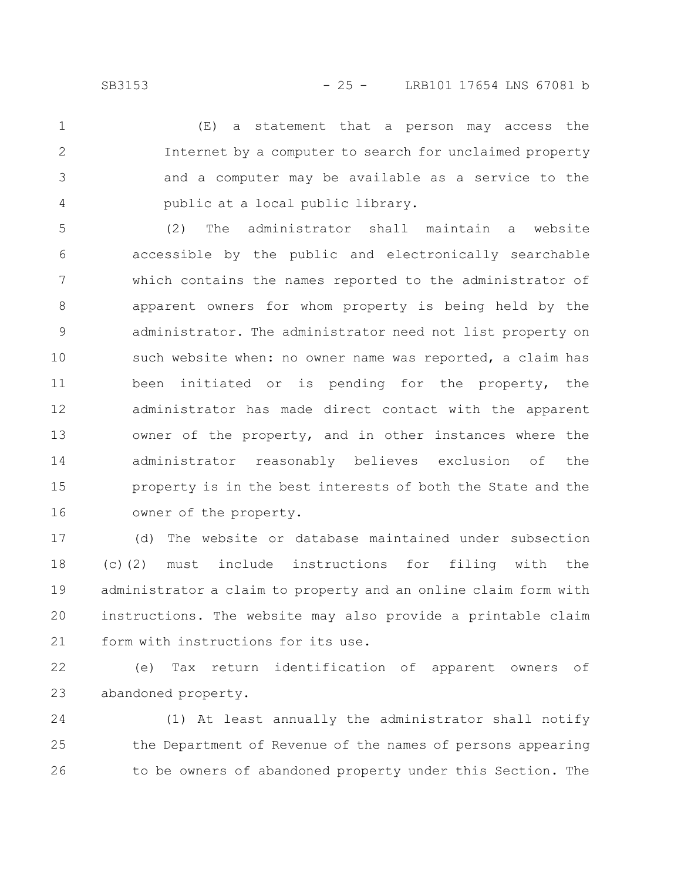(E) a statement that a person may access the Internet by a computer to search for unclaimed property and a computer may be available as a service to the public at a local public library.

(2) The administrator shall maintain a website accessible by the public and electronically searchable which contains the names reported to the administrator of apparent owners for whom property is being held by the administrator. The administrator need not list property on such website when: no owner name was reported, a claim has been initiated or is pending for the property, the administrator has made direct contact with the apparent owner of the property, and in other instances where the administrator reasonably believes exclusion of the property is in the best interests of both the State and the owner of the property.

(d) The website or database maintained under subsection (c)(2) must include instructions for filing with the administrator a claim to property and an online claim form with instructions. The website may also provide a printable claim form with instructions for its use.

(e) Tax return identification of apparent owners of abandoned property.

(1) At least annually the administrator shall notify the Department of Revenue of the names of persons appearing to be owners of abandoned property under this Section. The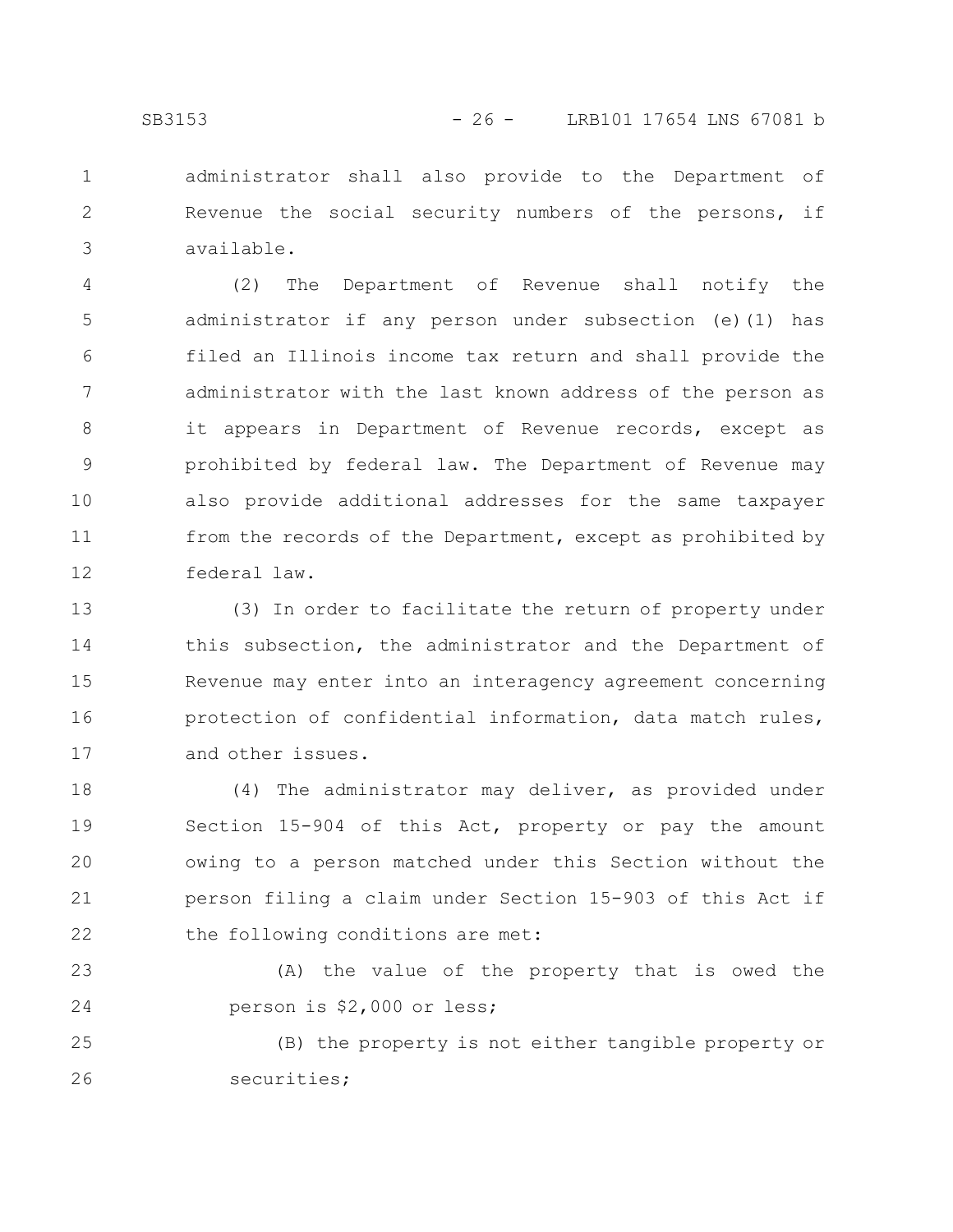administrator shall also provide to the Department of Revenue the social security numbers of the persons, if available.

(2) The Department of Revenue shall notify the administrator if any person under subsection (e)(1) has filed an Illinois income tax return and shall provide the administrator with the last known address of the person as it appears in Department of Revenue records, except as prohibited by federal law. The Department of Revenue may also provide additional addresses for the same taxpayer from the records of the Department, except as prohibited by federal law.

(3) In order to facilitate the return of property under this subsection, the administrator and the Department of Revenue may enter into an interagency agreement concerning protection of confidential information, data match rules, and other issues.

(4) The administrator may deliver, as provided under Section 15-904 of this Act, property or pay the amount owing to a person matched under this Section without the person filing a claim under Section 15-903 of this Act if the following conditions are met:

(A) the value of the property that is owed the person is $2,000 or less;

(B) the property is not either tangible property or securities;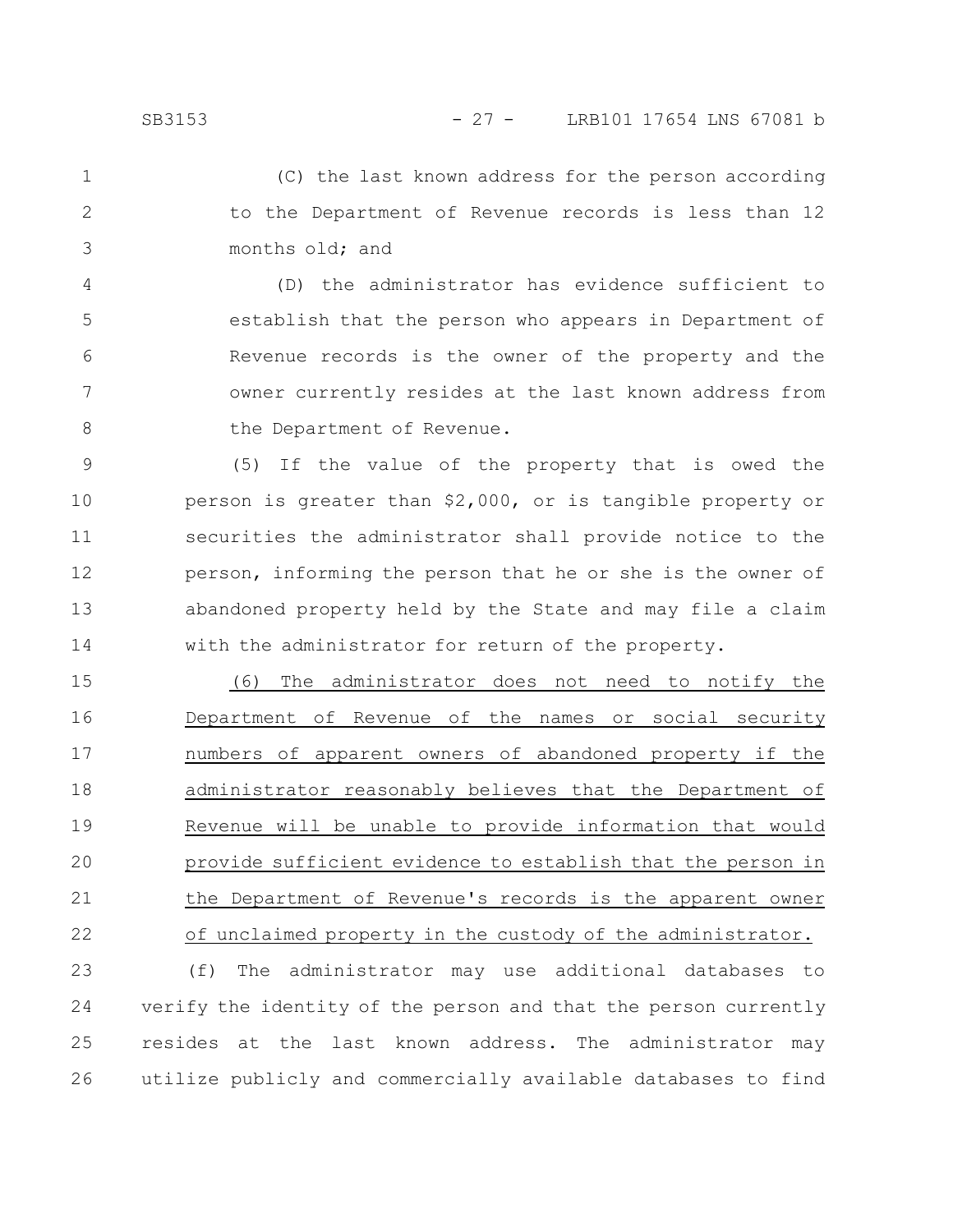(C) the last known address for the person according to the Department of Revenue records is less than 12 months old; and

(D) the administrator has evidence sufficient to establish that the person who appears in Department of Revenue records is the owner of the property and the owner currently resides at the last known address from the Department of Revenue.

(5) If the value of the property that is owed the person is greater than $2,000, or is tangible property or securities the administrator shall provide notice to the person, informing the person that he or she is the owner of abandoned property held by the State and may file a claim with the administrator for return of the property.

<u>(6) The administrator does not need to notify the Department of Revenue of the names or social security numbers of apparent owners of abandoned property if the administrator reasonably believes that the Department of Revenue will be unable to provide information that would provide sufficient evidence to establish that the person in the Department of Revenue's records is the apparent owner of unclaimed property in the custody of the administrator.</u>

(f) The administrator may use additional databases to verify the identity of the person and that the person currently resides at the last known address. The administrator may utilize publicly and commercially available databases to find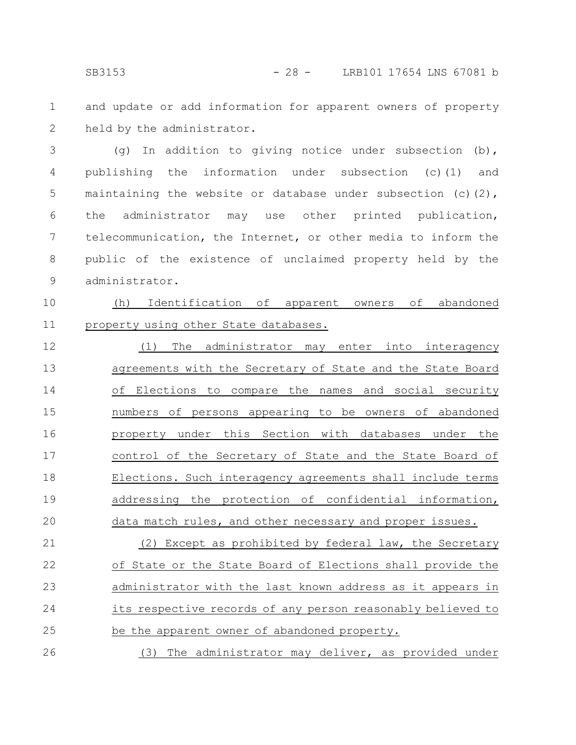and update or add information for apparent owners of property held by the administrator.

(g) In addition to giving notice under subsection (b), publishing the information under subsection (c)(1) and maintaining the website or database under subsection (c)(2), the administrator may use other printed publication, telecommunication, the Internet, or other media to inform the public of the existence of unclaimed property held by the administrator.

(h) Identification of apparent owners of abandoned property using other State databases.

(1) The administrator may enter into interagency agreements with the Secretary of State and the State Board of Elections to compare the names and social security numbers of persons appearing to be owners of abandoned property under this Section with databases under the control of the Secretary of State and the State Board of Elections. Such interagency agreements shall include terms addressing the protection of confidential information, data match rules, and other necessary and proper issues.

(2) Except as prohibited by federal law, the Secretary of State or the State Board of Elections shall provide the administrator with the last known address as it appears in its respective records of any person reasonably believed to be the apparent owner of abandoned property.

(3) The administrator may deliver, as provided under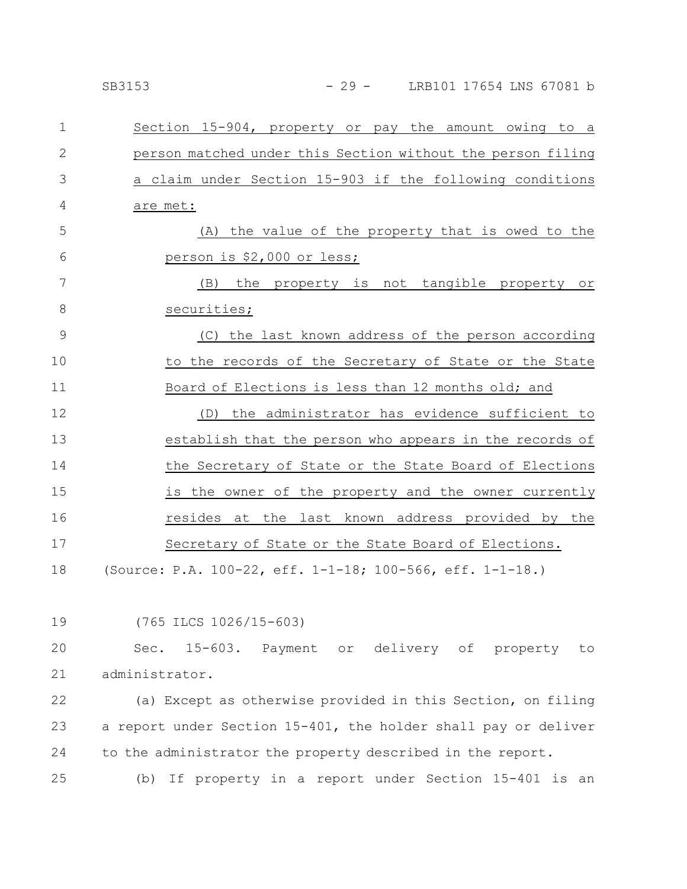Section 15-904, property or pay the amount owing to a person matched under this Section without the person filing a claim under Section 15-903 if the following conditions are met:

(A) the value of the property that is owed to the person is $2,000 or less;

(B) the property is not tangible property or securities;

(C) the last known address of the person according to the records of the Secretary of State or the State Board of Elections is less than 12 months old; and

(D) the administrator has evidence sufficient to establish that the person who appears in the records of the Secretary of State or the State Board of Elections is the owner of the property and the owner currently resides at the last known address provided by the Secretary of State or the State Board of Elections.

(Source: P.A. 100-22, eff. 1-1-18; 100-566, eff. 1-1-18.)

(765 ILCS 1026/15-603)

Sec. 15-603. Payment or delivery of property to administrator.

(a) Except as otherwise provided in this Section, on filing a report under Section 15-401, the holder shall pay or deliver to the administrator the property described in the report.

(b) If property in a report under Section 15-401 is an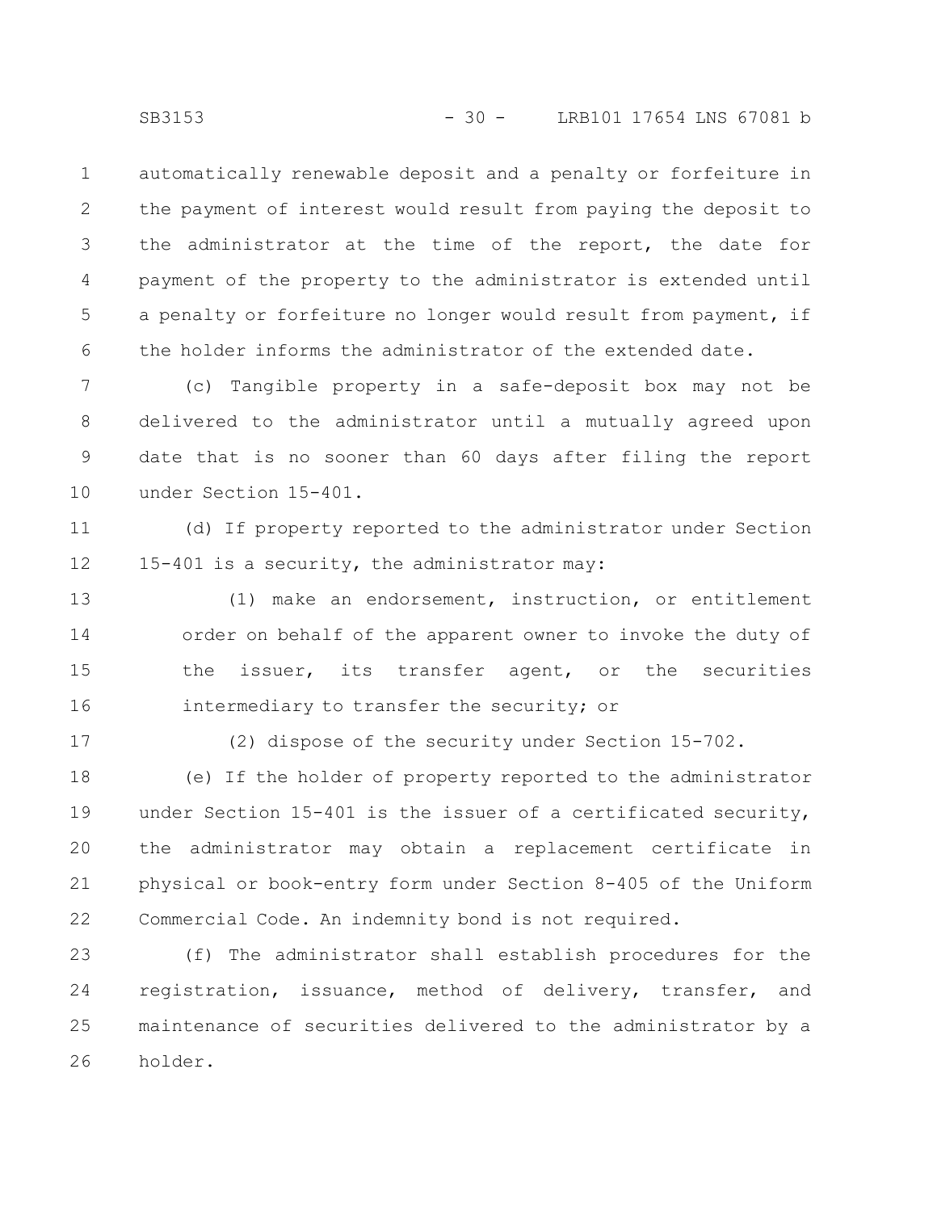automatically renewable deposit and a penalty or forfeiture in the payment of interest would result from paying the deposit to the administrator at the time of the report, the date for payment of the property to the administrator is extended until a penalty or forfeiture no longer would result from payment, if the holder informs the administrator of the extended date.

(c) Tangible property in a safe-deposit box may not be delivered to the administrator until a mutually agreed upon date that is no sooner than 60 days after filing the report under Section 15-401.

(d) If property reported to the administrator under Section 15-401 is a security, the administrator may:

(1) make an endorsement, instruction, or entitlement order on behalf of the apparent owner to invoke the duty of the issuer, its transfer agent, or the securities intermediary to transfer the security; or

(2) dispose of the security under Section 15-702.

(e) If the holder of property reported to the administrator under Section 15-401 is the issuer of a certificated security, the administrator may obtain a replacement certificate in physical or book-entry form under Section 8-405 of the Uniform Commercial Code. An indemnity bond is not required.

(f) The administrator shall establish procedures for the registration, issuance, method of delivery, transfer, and maintenance of securities delivered to the administrator by a holder.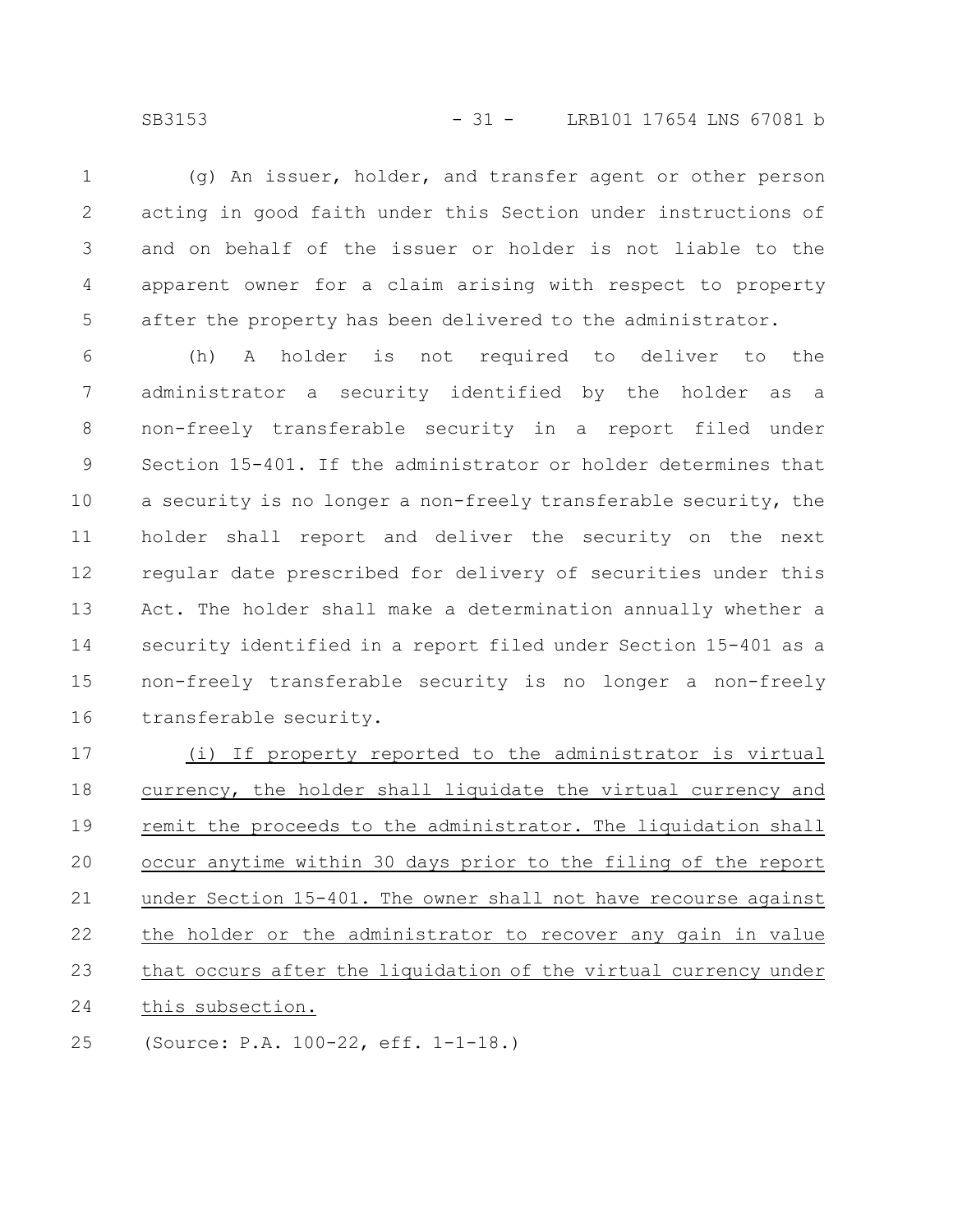(g) An issuer, holder, and transfer agent or other person acting in good faith under this Section under instructions of and on behalf of the issuer or holder is not liable to the apparent owner for a claim arising with respect to property after the property has been delivered to the administrator.

(h) A holder is not required to deliver to the administrator a security identified by the holder as a non-freely transferable security in a report filed under Section 15-401. If the administrator or holder determines that a security is no longer a non-freely transferable security, the holder shall report and deliver the security on the next regular date prescribed for delivery of securities under this Act. The holder shall make a determination annually whether a security identified in a report filed under Section 15-401 as a non-freely transferable security is no longer a non-freely transferable security.

<u>(i) If property reported to the administrator is virtual currency, the holder shall liquidate the virtual currency and remit the proceeds to the administrator. The liquidation shall occur anytime within 30 days prior to the filing of the report under Section 15-401. The owner shall not have recourse against the holder or the administrator to recover any gain in value that occurs after the liquidation of the virtual currency under this subsection.</u>

(Source: P.A. 100-22, eff. 1-1-18.)